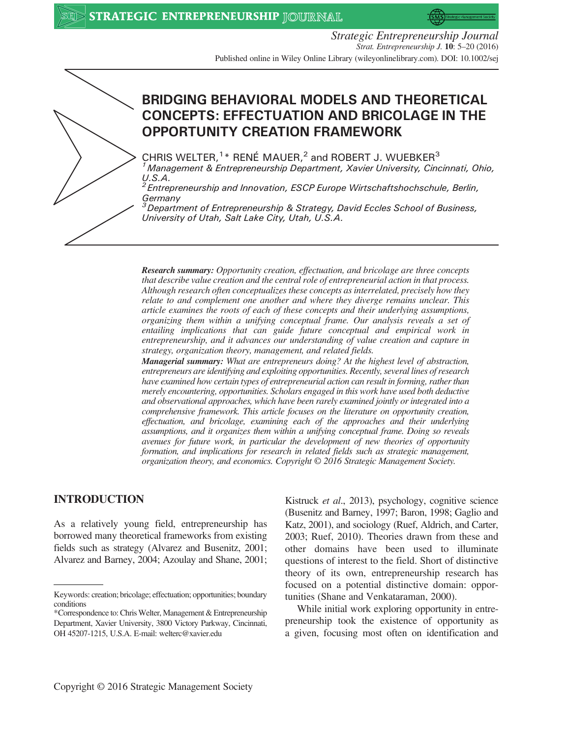# BRIDGING BEHAVIORAL MODELS AND THEORETICAL CONCEPTS: EFFECTUATION AND BRICOLAGE IN THE OPPORTUNITY CREATION FRAMEWORK

CHRIS WELTER,[1]* RENÉ MAUER,[2] and ROBERT J. WUEBKER[3]

[1] *Management & Entrepreneurship Department, Xavier University, Cincinnati, Ohio, U.S.A.*

[2] *Entrepreneurship and Innovation, ESCP Europe Wirtschaftshochschule, Berlin, Germany*

[3] *Department of Entrepreneurship & Strategy, David Eccles School of Business, University of Utah, Salt Lake City, Utah, U.S.A.*

***Research summary:*** *Opportunity creation, effectuation, and bricolage are three concepts that describe value creation and the central role of entrepreneurial action in that process. Although research often conceptualizes these concepts as interrelated, precisely how they relate to and complement one another and where they diverge remains unclear. This article examines the roots of each of these concepts and their underlying assumptions, organizing them within a unifying conceptual frame. Our analysis reveals a set of entailing implications that can guide future conceptual and empirical work in entrepreneurship, and it advances our understanding of value creation and capture in strategy, organization theory, management, and related fields.*

***Managerial summary:*** *What are entrepreneurs doing? At the highest level of abstraction, entrepreneurs are identifying and exploiting opportunities. Recently, several lines of research have examined how certain types of entrepreneurial action can result in forming, rather than merely encountering, opportunities. Scholars engaged in this work have used both deductive and observational approaches, which have been rarely examined jointly or integrated into a comprehensive framework. This article focuses on the literature on opportunity creation, effectuation, and bricolage, examining each of the approaches and their underlying assumptions, and it organizes them within a unifying conceptual frame. Doing so reveals avenues for future work, in particular the development of new theories of opportunity formation, and implications for research in related fields such as strategic management, organization theory, and economics. Copyright © 2016 Strategic Management Society.*

## INTRODUCTION

As a relatively young field, entrepreneurship has borrowed many theoretical frameworks from existing fields such as strategy (Alvarez and Busenitz, 2001; Alvarez and Barney, 2004; Azoulay and Shane, 2001; Kistruck *et al*., 2013), psychology, cognitive science (Busenitz and Barney, 1997; Baron, 1998; Gaglio and Katz, 2001), and sociology (Ruef, Aldrich, and Carter, 2003; Ruef, 2010). Theories drawn from these and other domains have been used to illuminate questions of interest to the field. Short of distinctive theory of its own, entrepreneurship research has focused on a potential distinctive domain: opportunities (Shane and Venkataraman, 2000).

While initial work exploring opportunity in entrepreneurship took the existence of opportunity as a given, focusing most often on identification and

---

Keywords: creation; bricolage; effectuation; opportunities; boundary conditions

*Correspondence to: Chris Welter, Management & Entrepreneurship Department, Xavier University, 3800 Victory Parkway, Cincinnati, OH 45207-1215, U.S.A. E-mail: welterc@xavier.edu

Copyright © 2016 Strategic Management Society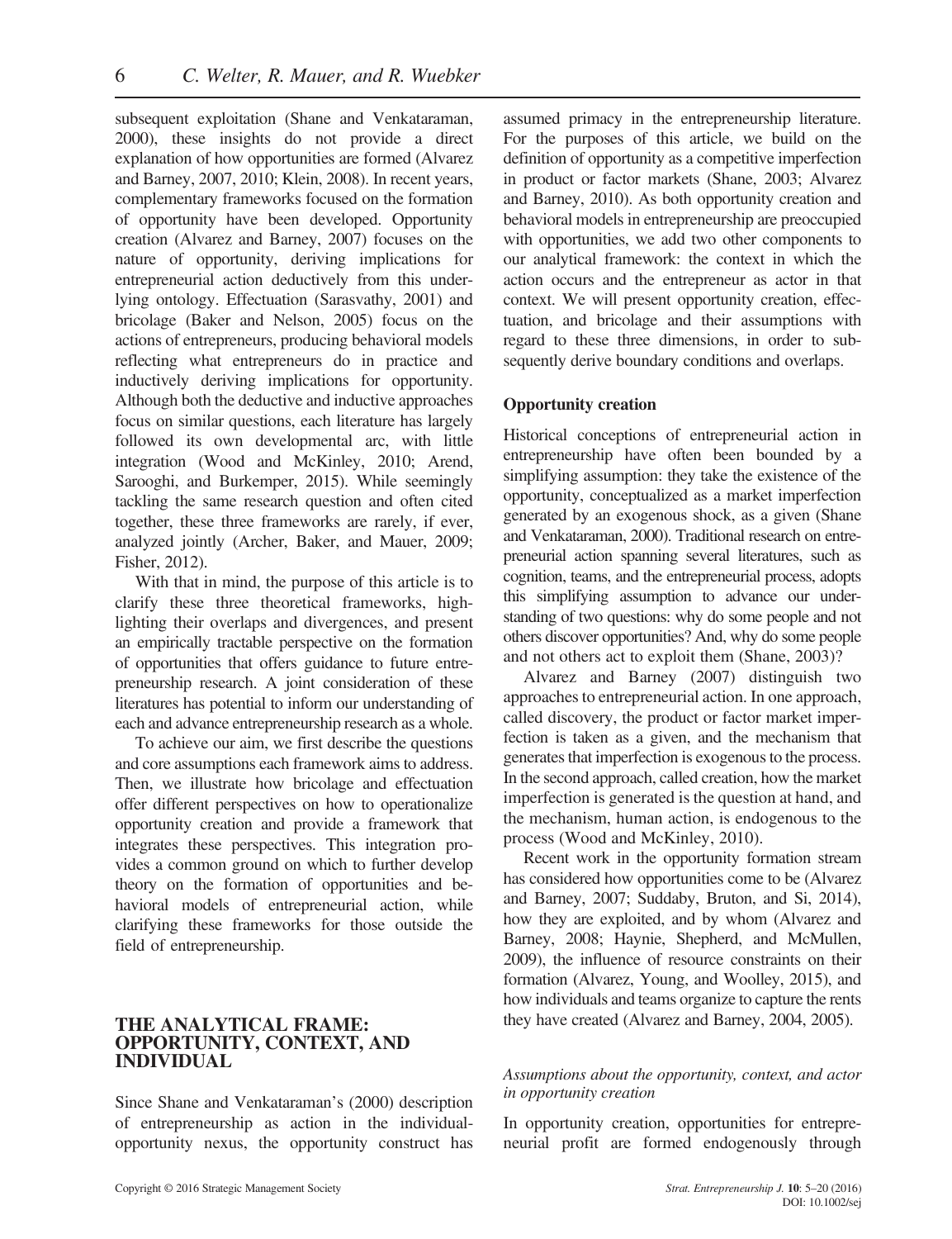subsequent exploitation (Shane and Venkataraman, 2000), these insights do not provide a direct explanation of how opportunities are formed (Alvarez and Barney, 2007, 2010; Klein, 2008). In recent years, complementary frameworks focused on the formation of opportunity have been developed. Opportunity creation (Alvarez and Barney, 2007) focuses on the nature of opportunity, deriving implications for entrepreneurial action deductively from this underlying ontology. Effectuation (Sarasvathy, 2001) and bricolage (Baker and Nelson, 2005) focus on the actions of entrepreneurs, producing behavioral models reflecting what entrepreneurs do in practice and inductively deriving implications for opportunity. Although both the deductive and inductive approaches focus on similar questions, each literature has largely followed its own developmental arc, with little integration (Wood and McKinley, 2010; Arend, Sarooghi, and Burkemper, 2015). While seemingly tackling the same research question and often cited together, these three frameworks are rarely, if ever, analyzed jointly (Archer, Baker, and Mauer, 2009; Fisher, 2012).

With that in mind, the purpose of this article is to clarify these three theoretical frameworks, highlighting their overlaps and divergences, and present an empirically tractable perspective on the formation of opportunities that offers guidance to future entrepreneurship research. A joint consideration of these literatures has potential to inform our understanding of each and advance entrepreneurship research as a whole.

To achieve our aim, we first describe the questions and core assumptions each framework aims to address. Then, we illustrate how bricolage and effectuation offer different perspectives on how to operationalize opportunity creation and provide a framework that integrates these perspectives. This integration provides a common ground on which to further develop theory on the formation of opportunities and behavioral models of entrepreneurial action, while clarifying these frameworks for those outside the field of entrepreneurship.

## THE ANALYTICAL FRAME: OPPORTUNITY, CONTEXT, AND INDIVIDUAL

Since Shane and Venkataraman's (2000) description of entrepreneurship as action in the individual-opportunity nexus, the opportunity construct has assumed primacy in the entrepreneurship literature. For the purposes of this article, we build on the definition of opportunity as a competitive imperfection in product or factor markets (Shane, 2003; Alvarez and Barney, 2010). As both opportunity creation and behavioral models in entrepreneurship are preoccupied with opportunities, we add two other components to our analytical framework: the context in which the action occurs and the entrepreneur as actor in that context. We will present opportunity creation, effectuation, and bricolage and their assumptions with regard to these three dimensions, in order to subsequently derive boundary conditions and overlaps.

### Opportunity creation

Historical conceptions of entrepreneurial action in entrepreneurship have often been bounded by a simplifying assumption: they take the existence of the opportunity, conceptualized as a market imperfection generated by an exogenous shock, as a given (Shane and Venkataraman, 2000). Traditional research on entrepreneurial action spanning several literatures, such as cognition, teams, and the entrepreneurial process, adopts this simplifying assumption to advance our understanding of two questions: why do some people and not others discover opportunities? And, why do some people and not others act to exploit them (Shane, 2003)?

Alvarez and Barney (2007) distinguish two approaches to entrepreneurial action. In one approach, called discovery, the product or factor market imperfection is taken as a given, and the mechanism that generates that imperfection is exogenous to the process. In the second approach, called creation, how the market imperfection is generated is the question at hand, and the mechanism, human action, is endogenous to the process (Wood and McKinley, 2010).

Recent work in the opportunity formation stream has considered how opportunities come to be (Alvarez and Barney, 2007; Suddaby, Bruton, and Si, 2014), how they are exploited, and by whom (Alvarez and Barney, 2008; Haynie, Shepherd, and McMullen, 2009), the influence of resource constraints on their formation (Alvarez, Young, and Woolley, 2015), and how individuals and teams organize to capture the rents they have created (Alvarez and Barney, 2004, 2005).

#### *Assumptions about the opportunity, context, and actor in opportunity creation*

In opportunity creation, opportunities for entrepreneurial profit are formed endogenously through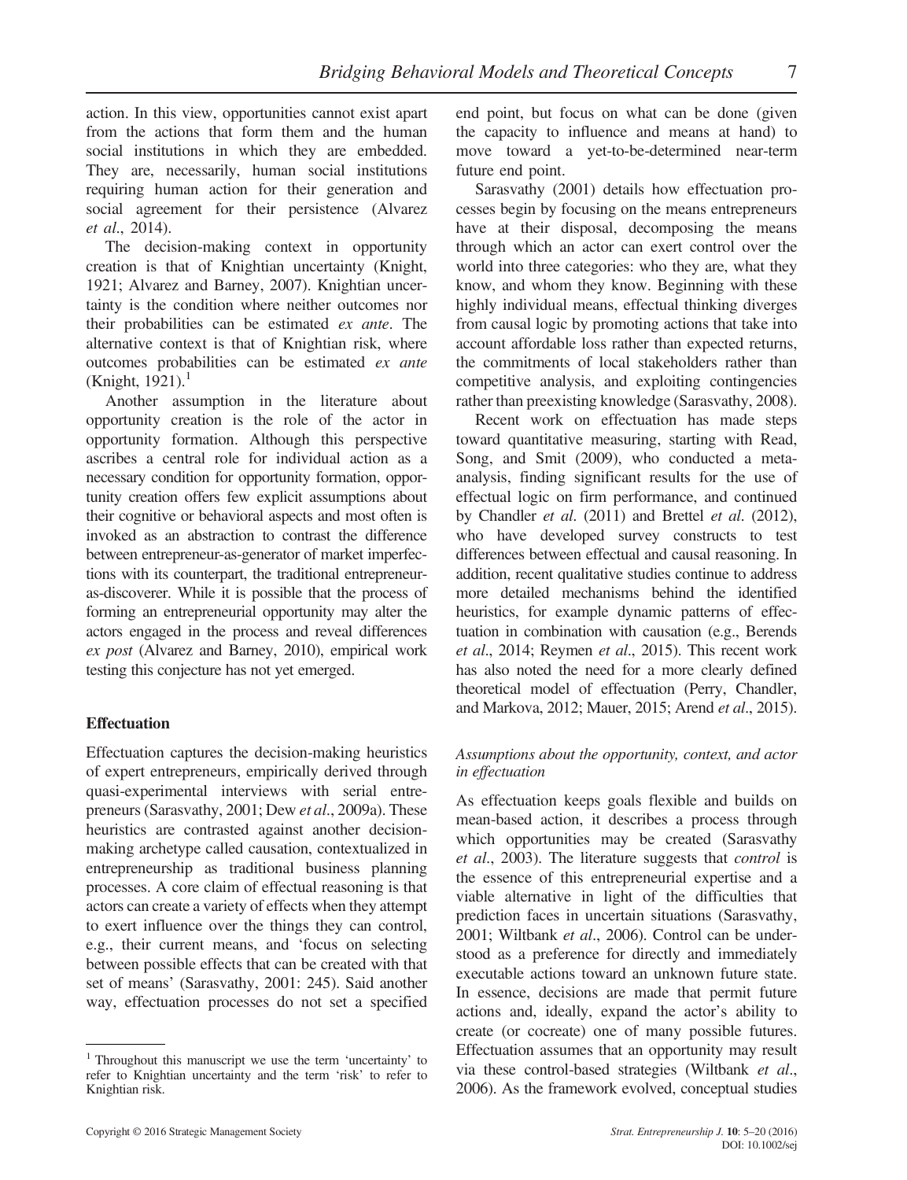action. In this view, opportunities cannot exist apart from the actions that form them and the human social institutions in which they are embedded. They are, necessarily, human social institutions requiring human action for their generation and social agreement for their persistence (Alvarez *et al*., 2014).

The decision-making context in opportunity creation is that of Knightian uncertainty (Knight, 1921; Alvarez and Barney, 2007). Knightian uncertainty is the condition where neither outcomes nor their probabilities can be estimated *ex ante*. The alternative context is that of Knightian risk, where outcomes probabilities can be estimated *ex ante* (Knight, 1921).[1]

Another assumption in the literature about opportunity creation is the role of the actor in opportunity formation. Although this perspective ascribes a central role for individual action as a necessary condition for opportunity formation, opportunity creation offers few explicit assumptions about their cognitive or behavioral aspects and most often is invoked as an abstraction to contrast the difference between entrepreneur-as-generator of market imperfections with its counterpart, the traditional entrepreneur-as-discoverer. While it is possible that the process of forming an entrepreneurial opportunity may alter the actors engaged in the process and reveal differences *ex post* (Alvarez and Barney, 2010), empirical work testing this conjecture has not yet emerged.

### Effectuation

Effectuation captures the decision-making heuristics of expert entrepreneurs, empirically derived through quasi-experimental interviews with serial entrepreneurs (Sarasvathy, 2001; Dew *et al*., 2009a). These heuristics are contrasted against another decision-making archetype called causation, contextualized in entrepreneurship as traditional business planning processes. A core claim of effectual reasoning is that actors can create a variety of effects when they attempt to exert influence over the things they can control, e.g., their current means, and 'focus on selecting between possible effects that can be created with that set of means' (Sarasvathy, 2001: 245). Said another way, effectuation processes do not set a specified end point, but focus on what can be done (given the capacity to influence and means at hand) to move toward a yet-to-be-determined near-term future end point.

Sarasvathy (2001) details how effectuation processes begin by focusing on the means entrepreneurs have at their disposal, decomposing the means through which an actor can exert control over the world into three categories: who they are, what they know, and whom they know. Beginning with these highly individual means, effectual thinking diverges from causal logic by promoting actions that take into account affordable loss rather than expected returns, the commitments of local stakeholders rather than competitive analysis, and exploiting contingencies rather than preexisting knowledge (Sarasvathy, 2008).

Recent work on effectuation has made steps toward quantitative measuring, starting with Read, Song, and Smit (2009), who conducted a meta-analysis, finding significant results for the use of effectual logic on firm performance, and continued by Chandler *et al*. (2011) and Brettel *et al*. (2012), who have developed survey constructs to test differences between effectual and causal reasoning. In addition, recent qualitative studies continue to address more detailed mechanisms behind the identified heuristics, for example dynamic patterns of effectuation in combination with causation (e.g., Berends *et al*., 2014; Reymen *et al*., 2015). This recent work has also noted the need for a more clearly defined theoretical model of effectuation (Perry, Chandler, and Markova, 2012; Mauer, 2015; Arend *et al*., 2015).

#### *Assumptions about the opportunity, context, and actor in effectuation*

As effectuation keeps goals flexible and builds on mean-based action, it describes a process through which opportunities may be created (Sarasvathy *et al*., 2003). The literature suggests that *control* is the essence of this entrepreneurial expertise and a viable alternative in light of the difficulties that prediction faces in uncertain situations (Sarasvathy, 2001; Wiltbank *et al*., 2006). Control can be understood as a preference for directly and immediately executable actions toward an unknown future state. In essence, decisions are made that permit future actions and, ideally, expand the actor's ability to create (or cocreate) one of many possible futures. Effectuation assumes that an opportunity may result via these control-based strategies (Wiltbank *et al*., 2006). As the framework evolved, conceptual studies

---

[1] Throughout this manuscript we use the term 'uncertainty' to refer to Knightian uncertainty and the term 'risk' to refer to Knightian risk.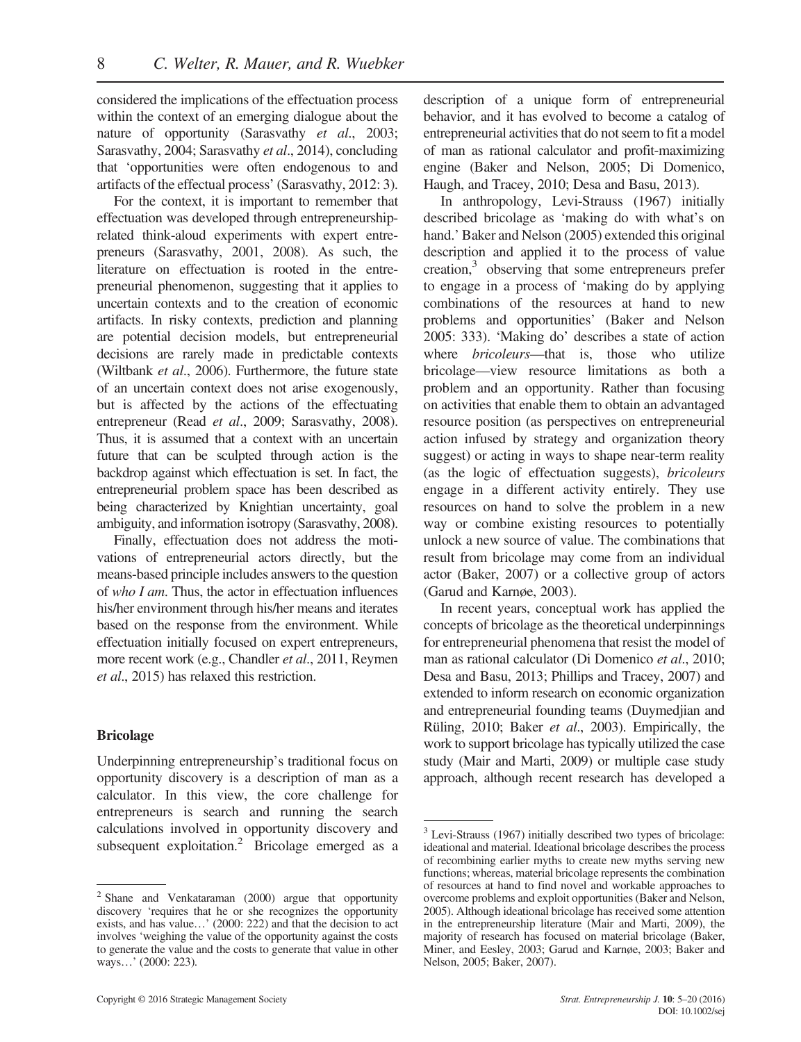considered the implications of the effectuation process within the context of an emerging dialogue about the nature of opportunity (Sarasvathy *et al*., 2003; Sarasvathy, 2004; Sarasvathy *et al*., 2014), concluding that 'opportunities were often endogenous to and artifacts of the effectual process' (Sarasvathy, 2012: 3).

For the context, it is important to remember that effectuation was developed through entrepreneurship-related think-aloud experiments with expert entrepreneurs (Sarasvathy, 2001, 2008). As such, the literature on effectuation is rooted in the entrepreneurial phenomenon, suggesting that it applies to uncertain contexts and to the creation of economic artifacts. In risky contexts, prediction and planning are potential decision models, but entrepreneurial decisions are rarely made in predictable contexts (Wiltbank *et al*., 2006). Furthermore, the future state of an uncertain context does not arise exogenously, but is affected by the actions of the effectuating entrepreneur (Read *et al*., 2009; Sarasvathy, 2008). Thus, it is assumed that a context with an uncertain future that can be sculpted through action is the backdrop against which effectuation is set. In fact, the entrepreneurial problem space has been described as being characterized by Knightian uncertainty, goal ambiguity, and information isotropy (Sarasvathy, 2008).

Finally, effectuation does not address the motivations of entrepreneurial actors directly, but the means-based principle includes answers to the question of *who I am*. Thus, the actor in effectuation influences his/her environment through his/her means and iterates based on the response from the environment. While effectuation initially focused on expert entrepreneurs, more recent work (e.g., Chandler *et al*., 2011, Reymen *et al*., 2015) has relaxed this restriction.

### Bricolage

Underpinning entrepreneurship's traditional focus on opportunity discovery is a description of man as a calculator. In this view, the core challenge for entrepreneurs is search and running the search calculations involved in opportunity discovery and subsequent exploitation.[2] Bricolage emerged as a description of a unique form of entrepreneurial behavior, and it has evolved to become a catalog of entrepreneurial activities that do not seem to fit a model of man as rational calculator and profit-maximizing engine (Baker and Nelson, 2005; Di Domenico, Haugh, and Tracey, 2010; Desa and Basu, 2013).

In anthropology, Levi-Strauss (1967) initially described bricolage as 'making do with what's on hand.' Baker and Nelson (2005) extended this original description and applied it to the process of value creation,[3] observing that some entrepreneurs prefer to engage in a process of 'making do by applying combinations of the resources at hand to new problems and opportunities' (Baker and Nelson 2005: 333). 'Making do' describes a state of action where *bricoleurs*—that is, those who utilize bricolage—view resource limitations as both a problem and an opportunity. Rather than focusing on activities that enable them to obtain an advantaged resource position (as perspectives on entrepreneurial action infused by strategy and organization theory suggest) or acting in ways to shape near-term reality (as the logic of effectuation suggests), *bricoleurs* engage in a different activity entirely. They use resources on hand to solve the problem in a new way or combine existing resources to potentially unlock a new source of value. The combinations that result from bricolage may come from an individual actor (Baker, 2007) or a collective group of actors (Garud and Karnøe, 2003).

In recent years, conceptual work has applied the concepts of bricolage as the theoretical underpinnings for entrepreneurial phenomena that resist the model of man as rational calculator (Di Domenico *et al*., 2010; Desa and Basu, 2013; Phillips and Tracey, 2007) and extended to inform research on economic organization and entrepreneurial founding teams (Duymedjian and Rüling, 2010; Baker *et al*., 2003). Empirically, the work to support bricolage has typically utilized the case study (Mair and Marti, 2009) or multiple case study approach, although recent research has developed a

[2] Shane and Venkataraman (2000) argue that opportunity discovery 'requires that he or she recognizes the opportunity exists, and has value…' (2000: 222) and that the decision to act involves 'weighing the value of the opportunity against the costs to generate the value and the costs to generate that value in other ways…' (2000: 223).

[3] Levi-Strauss (1967) initially described two types of bricolage: ideational and material. Ideational bricolage describes the process of recombining earlier myths to create new myths serving new functions; whereas, material bricolage represents the combination of resources at hand to find novel and workable approaches to overcome problems and exploit opportunities (Baker and Nelson, 2005). Although ideational bricolage has received some attention in the entrepreneurship literature (Mair and Marti, 2009), the majority of research has focused on material bricolage (Baker, Miner, and Eesley, 2003; Garud and Karnøe, 2003; Baker and Nelson, 2005; Baker, 2007).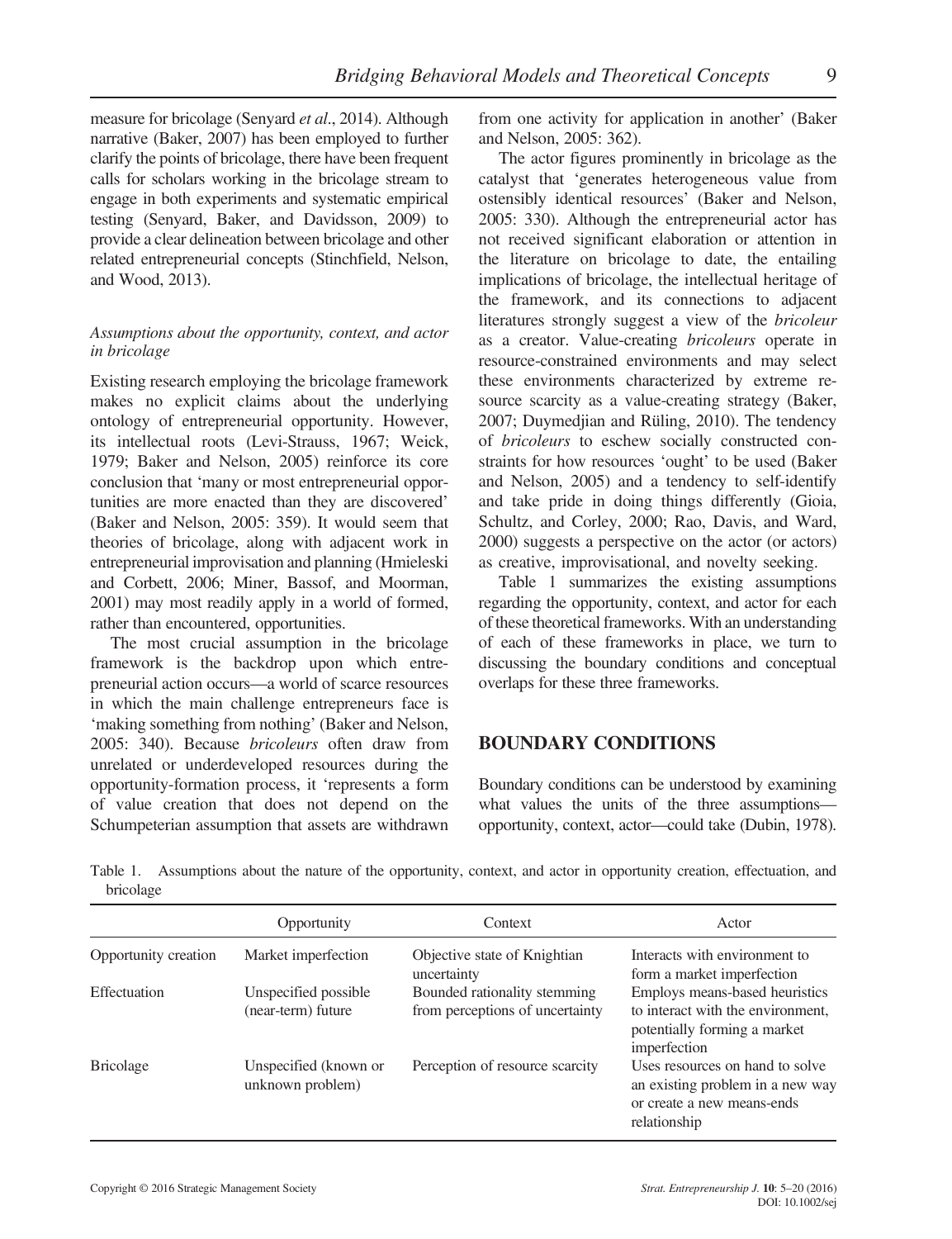measure for bricolage (Senyard *et al*., 2014). Although narrative (Baker, 2007) has been employed to further clarify the points of bricolage, there have been frequent calls for scholars working in the bricolage stream to engage in both experiments and systematic empirical testing (Senyard, Baker, and Davidsson, 2009) to provide a clear delineation between bricolage and other related entrepreneurial concepts (Stinchfield, Nelson, and Wood, 2013).

### *Assumptions about the opportunity, context, and actor in bricolage*

Existing research employing the bricolage framework makes no explicit claims about the underlying ontology of entrepreneurial opportunity. However, its intellectual roots (Levi-Strauss, 1967; Weick, 1979; Baker and Nelson, 2005) reinforce its core conclusion that 'many or most entrepreneurial opportunities are more enacted than they are discovered' (Baker and Nelson, 2005: 359). It would seem that theories of bricolage, along with adjacent work in entrepreneurial improvisation and planning (Hmieleski and Corbett, 2006; Miner, Bassof, and Moorman, 2001) may most readily apply in a world of formed, rather than encountered, opportunities.

The most crucial assumption in the bricolage framework is the backdrop upon which entrepreneurial action occurs—a world of scarce resources in which the main challenge entrepreneurs face is 'making something from nothing' (Baker and Nelson, 2005: 340). Because *bricoleurs* often draw from unrelated or underdeveloped resources during the opportunity-formation process, it 'represents a form of value creation that does not depend on the Schumpeterian assumption that assets are withdrawn from one activity for application in another' (Baker and Nelson, 2005: 362).

The actor figures prominently in bricolage as the catalyst that 'generates heterogeneous value from ostensibly identical resources' (Baker and Nelson, 2005: 330). Although the entrepreneurial actor has not received significant elaboration or attention in the literature on bricolage to date, the entailing implications of bricolage, the intellectual heritage of the framework, and its connections to adjacent literatures strongly suggest a view of the *bricoleur* as a creator. Value-creating *bricoleurs* operate in resource-constrained environments and may select these environments characterized by extreme resource scarcity as a value-creating strategy (Baker, 2007; Duymedjian and Rüling, 2010). The tendency of *bricoleurs* to eschew socially constructed constraints for how resources 'ought' to be used (Baker and Nelson, 2005) and a tendency to self-identify and take pride in doing things differently (Gioia, Schultz, and Corley, 2000; Rao, Davis, and Ward, 2000) suggests a perspective on the actor (or actors) as creative, improvisational, and novelty seeking.

Table 1 summarizes the existing assumptions regarding the opportunity, context, and actor for each of these theoretical frameworks. With an understanding of each of these frameworks in place, we turn to discussing the boundary conditions and conceptual overlaps for these three frameworks.

## BOUNDARY CONDITIONS

Boundary conditions can be understood by examining what values the units of the three assumptions—opportunity, context, actor—could take (Dubin, 1978).

Table 1. Assumptions about the nature of the opportunity, context, and actor in opportunity creation, effectuation, and bricolage

| | Opportunity | Context | Actor |
|---|---|---|---|
| Opportunity creation | Market imperfection | Objective state of Knightian uncertainty | Interacts with environment to form a market imperfection |
| Effectuation | Unspecified possible (near-term) future | Bounded rationality stemming from perceptions of uncertainty | Employs means-based heuristics to interact with the environment, potentially forming a market imperfection |
| Bricolage | Unspecified (known or unknown problem) | Perception of resource scarcity | Uses resources on hand to solve an existing problem in a new way or create a new means-ends relationship |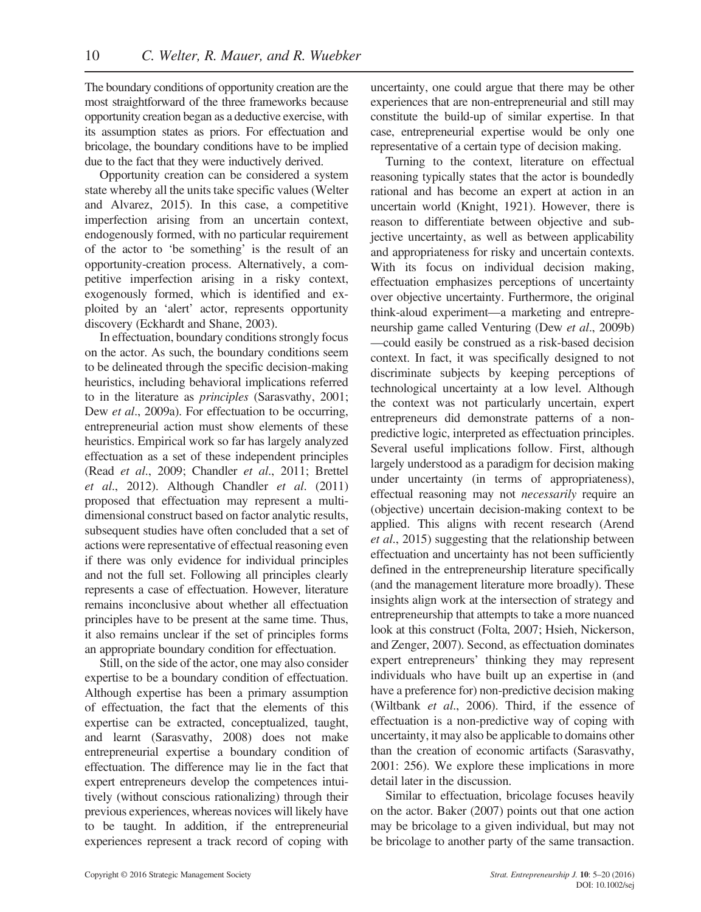The boundary conditions of opportunity creation are the most straightforward of the three frameworks because opportunity creation began as a deductive exercise, with its assumption states as priors. For effectuation and bricolage, the boundary conditions have to be implied due to the fact that they were inductively derived.

Opportunity creation can be considered a system state whereby all the units take specific values (Welter and Alvarez, 2015). In this case, a competitive imperfection arising from an uncertain context, endogenously formed, with no particular requirement of the actor to 'be something' is the result of an opportunity-creation process. Alternatively, a competitive imperfection arising in a risky context, exogenously formed, which is identified and exploited by an 'alert' actor, represents opportunity discovery (Eckhardt and Shane, 2003).

In effectuation, boundary conditions strongly focus on the actor. As such, the boundary conditions seem to be delineated through the specific decision-making heuristics, including behavioral implications referred to in the literature as *principles* (Sarasvathy, 2001; Dew *et al*., 2009a). For effectuation to be occurring, entrepreneurial action must show elements of these heuristics. Empirical work so far has largely analyzed effectuation as a set of these independent principles (Read *et al*., 2009; Chandler *et al*., 2011; Brettel *et al*., 2012). Although Chandler *et al*. (2011) proposed that effectuation may represent a multidimensional construct based on factor analytic results, subsequent studies have often concluded that a set of actions were representative of effectual reasoning even if there was only evidence for individual principles and not the full set. Following all principles clearly represents a case of effectuation. However, literature remains inconclusive about whether all effectuation principles have to be present at the same time. Thus, it also remains unclear if the set of principles forms an appropriate boundary condition for effectuation.

Still, on the side of the actor, one may also consider expertise to be a boundary condition of effectuation. Although expertise has been a primary assumption of effectuation, the fact that the elements of this expertise can be extracted, conceptualized, taught, and learnt (Sarasvathy, 2008) does not make entrepreneurial expertise a boundary condition of effectuation. The difference may lie in the fact that expert entrepreneurs develop the competences intuitively (without conscious rationalizing) through their previous experiences, whereas novices will likely have to be taught. In addition, if the entrepreneurial experiences represent a track record of coping with uncertainty, one could argue that there may be other experiences that are non-entrepreneurial and still may constitute the build-up of similar expertise. In that case, entrepreneurial expertise would be only one representative of a certain type of decision making.

Turning to the context, literature on effectual reasoning typically states that the actor is boundedly rational and has become an expert at action in an uncertain world (Knight, 1921). However, there is reason to differentiate between objective and subjective uncertainty, as well as between applicability and appropriateness for risky and uncertain contexts. With its focus on individual decision making, effectuation emphasizes perceptions of uncertainty over objective uncertainty. Furthermore, the original think-aloud experiment—a marketing and entrepreneurship game called Venturing (Dew *et al*., 2009b)—could easily be construed as a risk-based decision context. In fact, it was specifically designed to not discriminate subjects by keeping perceptions of technological uncertainty at a low level. Although the context was not particularly uncertain, expert entrepreneurs did demonstrate patterns of a non-predictive logic, interpreted as effectuation principles. Several useful implications follow. First, although largely understood as a paradigm for decision making under uncertainty (in terms of appropriateness), effectual reasoning may not *necessarily* require an (objective) uncertain decision-making context to be applied. This aligns with recent research (Arend *et al*., 2015) suggesting that the relationship between effectuation and uncertainty has not been sufficiently defined in the entrepreneurship literature specifically (and the management literature more broadly). These insights align work at the intersection of strategy and entrepreneurship that attempts to take a more nuanced look at this construct (Folta, 2007; Hsieh, Nickerson, and Zenger, 2007). Second, as effectuation dominates expert entrepreneurs' thinking they may represent individuals who have built up an expertise in (and have a preference for) non-predictive decision making (Wiltbank *et al*., 2006). Third, if the essence of effectuation is a non-predictive way of coping with uncertainty, it may also be applicable to domains other than the creation of economic artifacts (Sarasvathy, 2001: 256). We explore these implications in more detail later in the discussion.

Similar to effectuation, bricolage focuses heavily on the actor. Baker (2007) points out that one action may be bricolage to a given individual, but may not be bricolage to another party of the same transaction.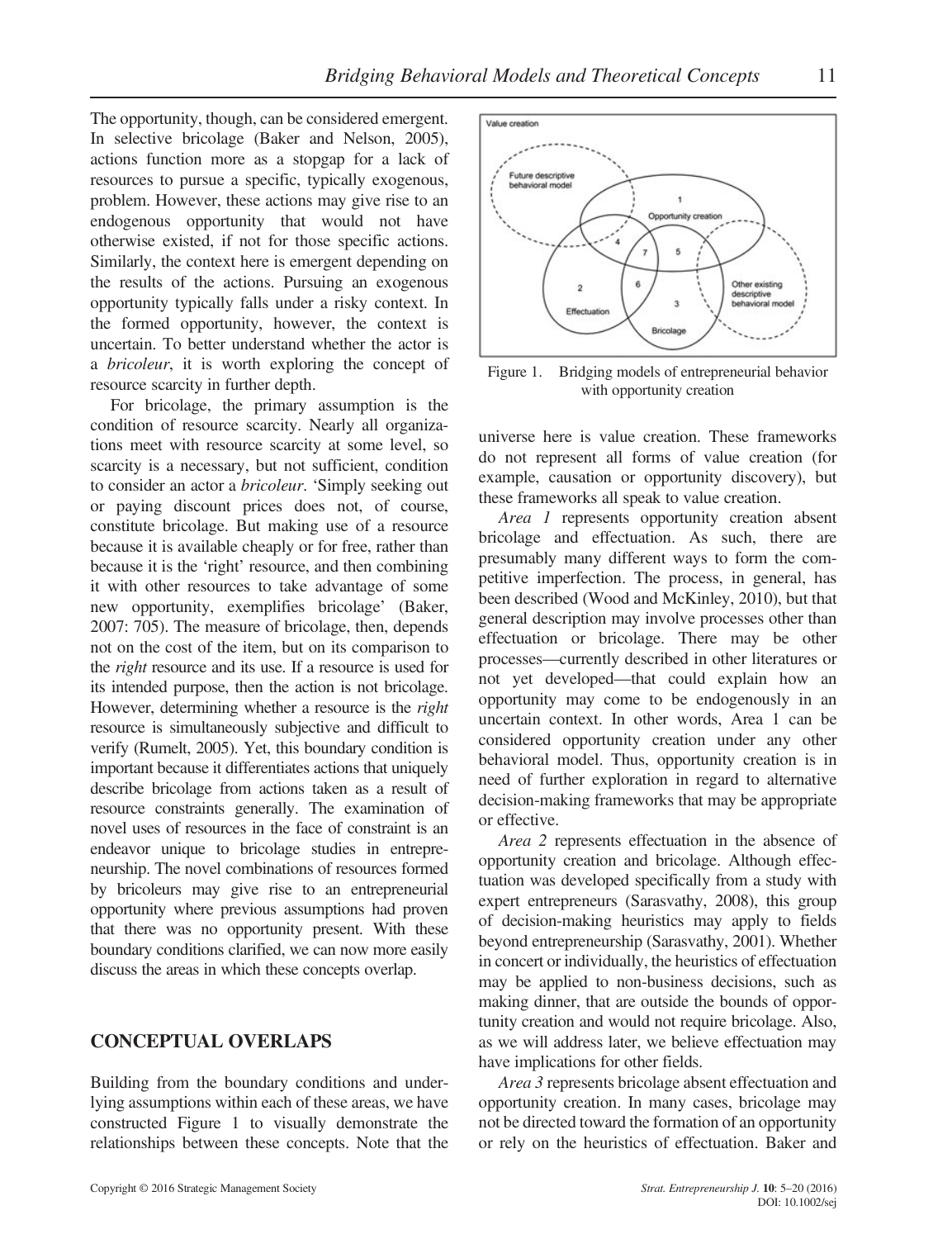The opportunity, though, can be considered emergent. In selective bricolage (Baker and Nelson, 2005), actions function more as a stopgap for a lack of resources to pursue a specific, typically exogenous, problem. However, these actions may give rise to an endogenous opportunity that would not have otherwise existed, if not for those specific actions. Similarly, the context here is emergent depending on the results of the actions. Pursuing an exogenous opportunity typically falls under a risky context. In the formed opportunity, however, the context is uncertain. To better understand whether the actor is a *bricoleur*, it is worth exploring the concept of resource scarcity in further depth.

For bricolage, the primary assumption is the condition of resource scarcity. Nearly all organizations meet with resource scarcity at some level, so scarcity is a necessary, but not sufficient, condition to consider an actor a *bricoleur*. 'Simply seeking out or paying discount prices does not, of course, constitute bricolage. But making use of a resource because it is available cheaply or for free, rather than because it is the 'right' resource, and then combining it with other resources to take advantage of some new opportunity, exemplifies bricolage' (Baker, 2007: 705). The measure of bricolage, then, depends not on the cost of the item, but on its comparison to the *right* resource and its use. If a resource is used for its intended purpose, then the action is not bricolage. However, determining whether a resource is the *right* resource is simultaneously subjective and difficult to verify (Rumelt, 2005). Yet, this boundary condition is important because it differentiates actions that uniquely describe bricolage from actions taken as a result of resource constraints generally. The examination of novel uses of resources in the face of constraint is an endeavor unique to bricolage studies in entrepreneurship. The novel combinations of resources formed by bricoleurs may give rise to an entrepreneurial opportunity where previous assumptions had proven that there was no opportunity present. With these boundary conditions clarified, we can now more easily discuss the areas in which these concepts overlap.

## CONCEPTUAL OVERLAPS

Building from the boundary conditions and underlying assumptions within each of these areas, we have constructed Figure 1 to visually demonstrate the relationships between these concepts. Note that the universe here is value creation. These frameworks do not represent all forms of value creation (for example, causation or opportunity discovery), but these frameworks all speak to value creation.

Figure 1. Bridging models of entrepreneurial behavior with opportunity creation

*Area 1* represents opportunity creation absent bricolage and effectuation. As such, there are presumably many different ways to form the competitive imperfection. The process, in general, has been described (Wood and McKinley, 2010), but that general description may involve processes other than effectuation or bricolage. There may be other processes—currently described in other literatures or not yet developed—that could explain how an opportunity may come to be endogenously in an uncertain context. In other words, Area 1 can be considered opportunity creation under any other behavioral model. Thus, opportunity creation is in need of further exploration in regard to alternative decision-making frameworks that may be appropriate or effective.

*Area 2* represents effectuation in the absence of opportunity creation and bricolage. Although effectuation was developed specifically from a study with expert entrepreneurs (Sarasvathy, 2008), this group of decision-making heuristics may apply to fields beyond entrepreneurship (Sarasvathy, 2001). Whether in concert or individually, the heuristics of effectuation may be applied to non-business decisions, such as making dinner, that are outside the bounds of opportunity creation and would not require bricolage. Also, as we will address later, we believe effectuation may have implications for other fields.

*Area 3* represents bricolage absent effectuation and opportunity creation. In many cases, bricolage may not be directed toward the formation of an opportunity or rely on the heuristics of effectuation. Baker and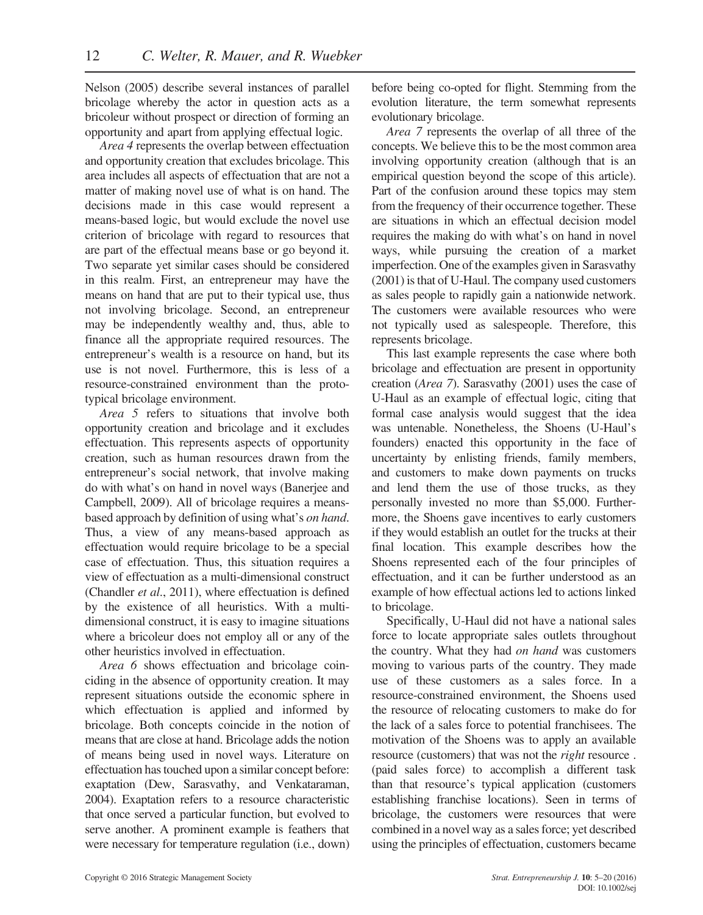Nelson (2005) describe several instances of parallel bricolage whereby the actor in question acts as a bricoleur without prospect or direction of forming an opportunity and apart from applying effectual logic.

*Area 4* represents the overlap between effectuation and opportunity creation that excludes bricolage. This area includes all aspects of effectuation that are not a matter of making novel use of what is on hand. The decisions made in this case would represent a means-based logic, but would exclude the novel use criterion of bricolage with regard to resources that are part of the effectual means base or go beyond it. Two separate yet similar cases should be considered in this realm. First, an entrepreneur may have the means on hand that are put to their typical use, thus not involving bricolage. Second, an entrepreneur may be independently wealthy and, thus, able to finance all the appropriate required resources. The entrepreneur's wealth is a resource on hand, but its use is not novel. Furthermore, this is less of a resource-constrained environment than the prototypical bricolage environment.

*Area 5* refers to situations that involve both opportunity creation and bricolage and it excludes effectuation. This represents aspects of opportunity creation, such as human resources drawn from the entrepreneur's social network, that involve making do with what's on hand in novel ways (Banerjee and Campbell, 2009). All of bricolage requires a means-based approach by definition of using what's *on hand*. Thus, a view of any means-based approach as effectuation would require bricolage to be a special case of effectuation. Thus, this situation requires a view of effectuation as a multi-dimensional construct (Chandler *et al*., 2011), where effectuation is defined by the existence of all heuristics. With a multi-dimensional construct, it is easy to imagine situations where a bricoleur does not employ all or any of the other heuristics involved in effectuation.

*Area 6* shows effectuation and bricolage coinciding in the absence of opportunity creation. It may represent situations outside the economic sphere in which effectuation is applied and informed by bricolage. Both concepts coincide in the notion of means that are close at hand. Bricolage adds the notion of means being used in novel ways. Literature on effectuation has touched upon a similar concept before: exaptation (Dew, Sarasvathy, and Venkataraman, 2004). Exaptation refers to a resource characteristic that once served a particular function, but evolved to serve another. A prominent example is feathers that were necessary for temperature regulation (i.e., down) before being co-opted for flight. Stemming from the evolution literature, the term somewhat represents evolutionary bricolage.

*Area 7* represents the overlap of all three of the concepts. We believe this to be the most common area involving opportunity creation (although that is an empirical question beyond the scope of this article). Part of the confusion around these topics may stem from the frequency of their occurrence together. These are situations in which an effectual decision model requires the making do with what's on hand in novel ways, while pursuing the creation of a market imperfection. One of the examples given in Sarasvathy (2001) is that of U-Haul. The company used customers as sales people to rapidly gain a nationwide network. The customers were available resources who were not typically used as salespeople. Therefore, this represents bricolage.

This last example represents the case where both bricolage and effectuation are present in opportunity creation (*Area 7*). Sarasvathy (2001) uses the case of U-Haul as an example of effectual logic, citing that formal case analysis would suggest that the idea was untenable. Nonetheless, the Shoens (U-Haul's founders) enacted this opportunity in the face of uncertainty by enlisting friends, family members, and customers to make down payments on trucks and lend them the use of those trucks, as they personally invested no more than $5,000. Furthermore, the Shoens gave incentives to early customers if they would establish an outlet for the trucks at their final location. This example describes how the Shoens represented each of the four principles of effectuation, and it can be further understood as an example of how effectual actions led to actions linked to bricolage.

Specifically, U-Haul did not have a national sales force to locate appropriate sales outlets throughout the country. What they had *on hand* was customers moving to various parts of the country. They made use of these customers as a sales force. In a resource-constrained environment, the Shoens used the resource of relocating customers to make do for the lack of a sales force to potential franchisees. The motivation of the Shoens was to apply an available resource (customers) that was not the *right* resource . (paid sales force) to accomplish a different task than that resource's typical application (customers establishing franchise locations). Seen in terms of bricolage, the customers were resources that were combined in a novel way as a sales force; yet described using the principles of effectuation, customers became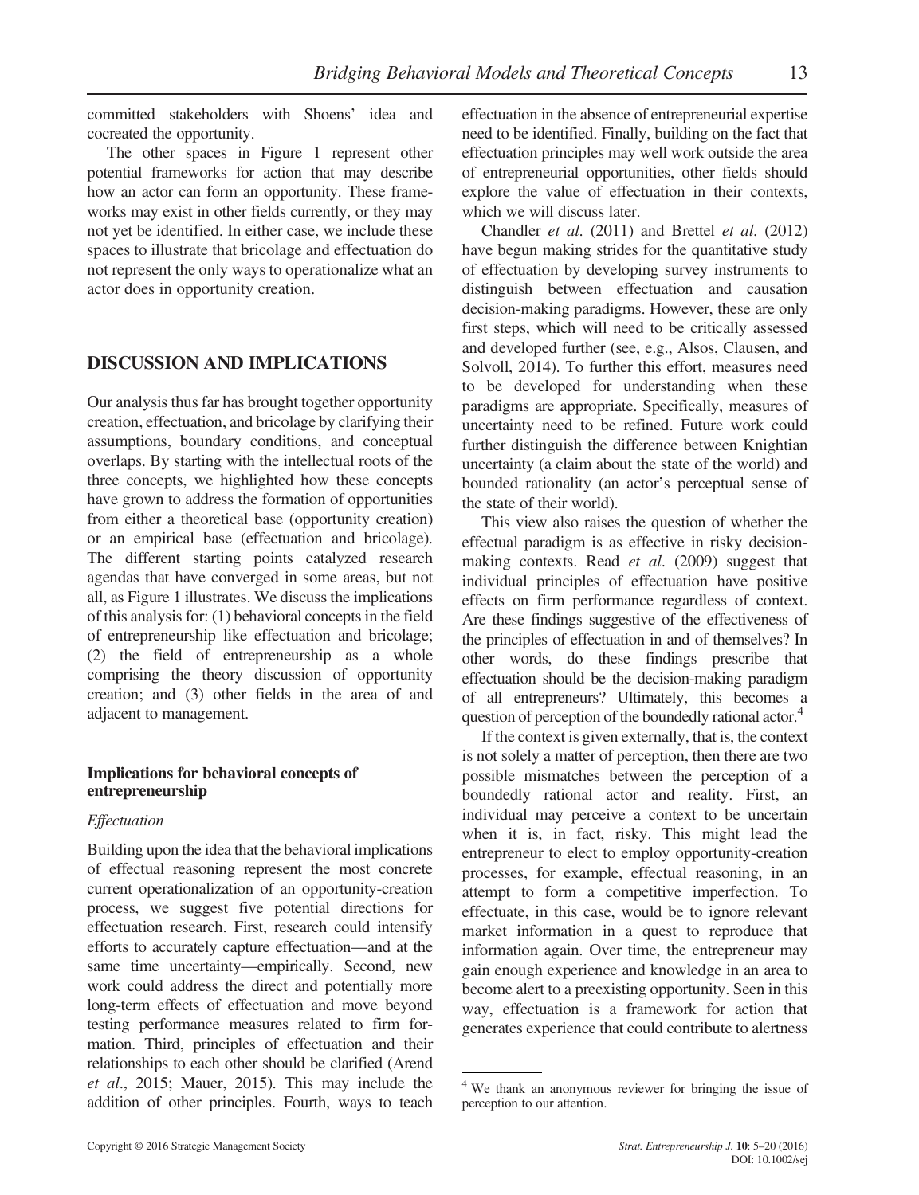committed stakeholders with Shoens' idea and cocreated the opportunity.

The other spaces in Figure 1 represent other potential frameworks for action that may describe how an actor can form an opportunity. These frameworks may exist in other fields currently, or they may not yet be identified. In either case, we include these spaces to illustrate that bricolage and effectuation do not represent the only ways to operationalize what an actor does in opportunity creation.

## DISCUSSION AND IMPLICATIONS

Our analysis thus far has brought together opportunity creation, effectuation, and bricolage by clarifying their assumptions, boundary conditions, and conceptual overlaps. By starting with the intellectual roots of the three concepts, we highlighted how these concepts have grown to address the formation of opportunities from either a theoretical base (opportunity creation) or an empirical base (effectuation and bricolage). The different starting points catalyzed research agendas that have converged in some areas, but not all, as Figure 1 illustrates. We discuss the implications of this analysis for: (1) behavioral concepts in the field of entrepreneurship like effectuation and bricolage; (2) the field of entrepreneurship as a whole comprising the theory discussion of opportunity creation; and (3) other fields in the area of and adjacent to management.

### Implications for behavioral concepts of entrepreneurship

#### *Effectuation*

Building upon the idea that the behavioral implications of effectual reasoning represent the most concrete current operationalization of an opportunity-creation process, we suggest five potential directions for effectuation research. First, research could intensify efforts to accurately capture effectuation—and at the same time uncertainty—empirically. Second, new work could address the direct and potentially more long-term effects of effectuation and move beyond testing performance measures related to firm formation. Third, principles of effectuation and their relationships to each other should be clarified (Arend *et al*., 2015; Mauer, 2015). This may include the addition of other principles. Fourth, ways to teach effectuation in the absence of entrepreneurial expertise need to be identified. Finally, building on the fact that effectuation principles may well work outside the area of entrepreneurial opportunities, other fields should explore the value of effectuation in their contexts, which we will discuss later.

Chandler *et al*. (2011) and Brettel *et al*. (2012) have begun making strides for the quantitative study of effectuation by developing survey instruments to distinguish between effectuation and causation decision-making paradigms. However, these are only first steps, which will need to be critically assessed and developed further (see, e.g., Alsos, Clausen, and Solvoll, 2014). To further this effort, measures need to be developed for understanding when these paradigms are appropriate. Specifically, measures of uncertainty need to be refined. Future work could further distinguish the difference between Knightian uncertainty (a claim about the state of the world) and bounded rationality (an actor's perceptual sense of the state of their world).

This view also raises the question of whether the effectual paradigm is as effective in risky decision-making contexts. Read *et al*. (2009) suggest that individual principles of effectuation have positive effects on firm performance regardless of context. Are these findings suggestive of the effectiveness of the principles of effectuation in and of themselves? In other words, do these findings prescribe that effectuation should be the decision-making paradigm of all entrepreneurs? Ultimately, this becomes a question of perception of the boundedly rational actor.[4]

If the context is given externally, that is, the context is not solely a matter of perception, then there are two possible mismatches between the perception of a boundedly rational actor and reality. First, an individual may perceive a context to be uncertain when it is, in fact, risky. This might lead the entrepreneur to elect to employ opportunity-creation processes, for example, effectual reasoning, in an attempt to form a competitive imperfection. To effectuate, in this case, would be to ignore relevant market information in a quest to reproduce that information again. Over time, the entrepreneur may gain enough experience and knowledge in an area to become alert to a preexisting opportunity. Seen in this way, effectuation is a framework for action that generates experience that could contribute to alertness

[4] We thank an anonymous reviewer for bringing the issue of perception to our attention.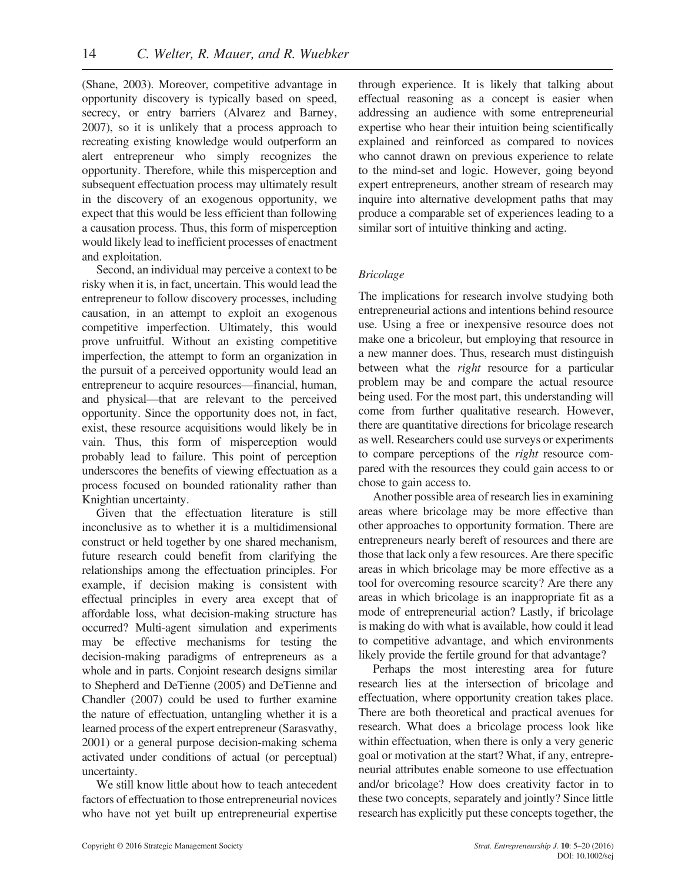(Shane, 2003). Moreover, competitive advantage in opportunity discovery is typically based on speed, secrecy, or entry barriers (Alvarez and Barney, 2007), so it is unlikely that a process approach to recreating existing knowledge would outperform an alert entrepreneur who simply recognizes the opportunity. Therefore, while this misperception and subsequent effectuation process may ultimately result in the discovery of an exogenous opportunity, we expect that this would be less efficient than following a causation process. Thus, this form of misperception would likely lead to inefficient processes of enactment and exploitation.

Second, an individual may perceive a context to be risky when it is, in fact, uncertain. This would lead the entrepreneur to follow discovery processes, including causation, in an attempt to exploit an exogenous competitive imperfection. Ultimately, this would prove unfruitful. Without an existing competitive imperfection, the attempt to form an organization in the pursuit of a perceived opportunity would lead an entrepreneur to acquire resources—financial, human, and physical—that are relevant to the perceived opportunity. Since the opportunity does not, in fact, exist, these resource acquisitions would likely be in vain. Thus, this form of misperception would probably lead to failure. This point of perception underscores the benefits of viewing effectuation as a process focused on bounded rationality rather than Knightian uncertainty.

Given that the effectuation literature is still inconclusive as to whether it is a multidimensional construct or held together by one shared mechanism, future research could benefit from clarifying the relationships among the effectuation principles. For example, if decision making is consistent with effectual principles in every area except that of affordable loss, what decision-making structure has occurred? Multi-agent simulation and experiments may be effective mechanisms for testing the decision-making paradigms of entrepreneurs as a whole and in parts. Conjoint research designs similar to Shepherd and DeTienne (2005) and DeTienne and Chandler (2007) could be used to further examine the nature of effectuation, untangling whether it is a learned process of the expert entrepreneur (Sarasvathy, 2001) or a general purpose decision-making schema activated under conditions of actual (or perceptual) uncertainty.

We still know little about how to teach antecedent factors of effectuation to those entrepreneurial novices who have not yet built up entrepreneurial expertise through experience. It is likely that talking about effectual reasoning as a concept is easier when addressing an audience with some entrepreneurial expertise who hear their intuition being scientifically explained and reinforced as compared to novices who cannot drawn on previous experience to relate to the mind-set and logic. However, going beyond expert entrepreneurs, another stream of research may inquire into alternative development paths that may produce a comparable set of experiences leading to a similar sort of intuitive thinking and acting.

### *Bricolage*

The implications for research involve studying both entrepreneurial actions and intentions behind resource use. Using a free or inexpensive resource does not make one a bricoleur, but employing that resource in a new manner does. Thus, research must distinguish between what the *right* resource for a particular problem may be and compare the actual resource being used. For the most part, this understanding will come from further qualitative research. However, there are quantitative directions for bricolage research as well. Researchers could use surveys or experiments to compare perceptions of the *right* resource compared with the resources they could gain access to or chose to gain access to.

Another possible area of research lies in examining areas where bricolage may be more effective than other approaches to opportunity formation. There are entrepreneurs nearly bereft of resources and there are those that lack only a few resources. Are there specific areas in which bricolage may be more effective as a tool for overcoming resource scarcity? Are there any areas in which bricolage is an inappropriate fit as a mode of entrepreneurial action? Lastly, if bricolage is making do with what is available, how could it lead to competitive advantage, and which environments likely provide the fertile ground for that advantage?

Perhaps the most interesting area for future research lies at the intersection of bricolage and effectuation, where opportunity creation takes place. There are both theoretical and practical avenues for research. What does a bricolage process look like within effectuation, when there is only a very generic goal or motivation at the start? What, if any, entrepreneurial attributes enable someone to use effectuation and/or bricolage? How does creativity factor in to these two concepts, separately and jointly? Since little research has explicitly put these concepts together, the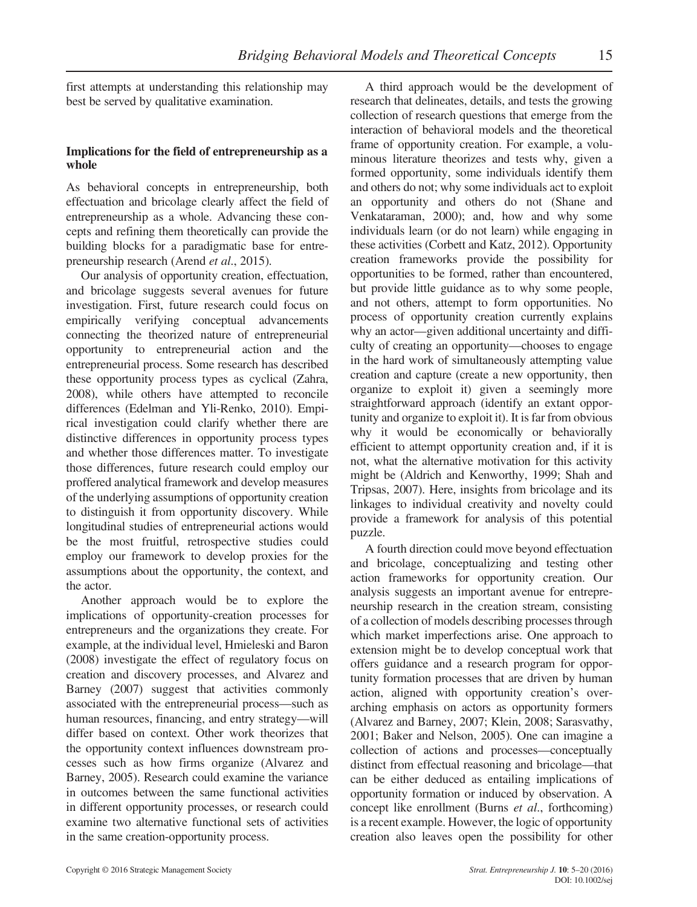first attempts at understanding this relationship may best be served by qualitative examination.

### Implications for the field of entrepreneurship as a whole

As behavioral concepts in entrepreneurship, both effectuation and bricolage clearly affect the field of entrepreneurship as a whole. Advancing these concepts and refining them theoretically can provide the building blocks for a paradigmatic base for entrepreneurship research (Arend *et al*., 2015).

Our analysis of opportunity creation, effectuation, and bricolage suggests several avenues for future investigation. First, future research could focus on empirically verifying conceptual advancements connecting the theorized nature of entrepreneurial opportunity to entrepreneurial action and the entrepreneurial process. Some research has described these opportunity process types as cyclical (Zahra, 2008), while others have attempted to reconcile differences (Edelman and Yli-Renko, 2010). Empirical investigation could clarify whether there are distinctive differences in opportunity process types and whether those differences matter. To investigate those differences, future research could employ our proffered analytical framework and develop measures of the underlying assumptions of opportunity creation to distinguish it from opportunity discovery. While longitudinal studies of entrepreneurial actions would be the most fruitful, retrospective studies could employ our framework to develop proxies for the assumptions about the opportunity, the context, and the actor.

Another approach would be to explore the implications of opportunity-creation processes for entrepreneurs and the organizations they create. For example, at the individual level, Hmieleski and Baron (2008) investigate the effect of regulatory focus on creation and discovery processes, and Alvarez and Barney (2007) suggest that activities commonly associated with the entrepreneurial process—such as human resources, financing, and entry strategy—will differ based on context. Other work theorizes that the opportunity context influences downstream processes such as how firms organize (Alvarez and Barney, 2005). Research could examine the variance in outcomes between the same functional activities in different opportunity processes, or research could examine two alternative functional sets of activities in the same creation-opportunity process.

A third approach would be the development of research that delineates, details, and tests the growing collection of research questions that emerge from the interaction of behavioral models and the theoretical frame of opportunity creation. For example, a voluminous literature theorizes and tests why, given a formed opportunity, some individuals identify them and others do not; why some individuals act to exploit an opportunity and others do not (Shane and Venkataraman, 2000); and, how and why some individuals learn (or do not learn) while engaging in these activities (Corbett and Katz, 2012). Opportunity creation frameworks provide the possibility for opportunities to be formed, rather than encountered, but provide little guidance as to why some people, and not others, attempt to form opportunities. No process of opportunity creation currently explains why an actor—given additional uncertainty and difficulty of creating an opportunity—chooses to engage in the hard work of simultaneously attempting value creation and capture (create a new opportunity, then organize to exploit it) given a seemingly more straightforward approach (identify an extant opportunity and organize to exploit it). It is far from obvious why it would be economically or behaviorally efficient to attempt opportunity creation and, if it is not, what the alternative motivation for this activity might be (Aldrich and Kenworthy, 1999; Shah and Tripsas, 2007). Here, insights from bricolage and its linkages to individual creativity and novelty could provide a framework for analysis of this potential puzzle.

A fourth direction could move beyond effectuation and bricolage, conceptualizing and testing other action frameworks for opportunity creation. Our analysis suggests an important avenue for entrepreneurship research in the creation stream, consisting of a collection of models describing processes through which market imperfections arise. One approach to extension might be to develop conceptual work that offers guidance and a research program for opportunity formation processes that are driven by human action, aligned with opportunity creation's overarching emphasis on actors as opportunity formers (Alvarez and Barney, 2007; Klein, 2008; Sarasvathy, 2001; Baker and Nelson, 2005). One can imagine a collection of actions and processes—conceptually distinct from effectual reasoning and bricolage—that can be either deduced as entailing implications of opportunity formation or induced by observation. A concept like enrollment (Burns *et al*., forthcoming) is a recent example. However, the logic of opportunity creation also leaves open the possibility for other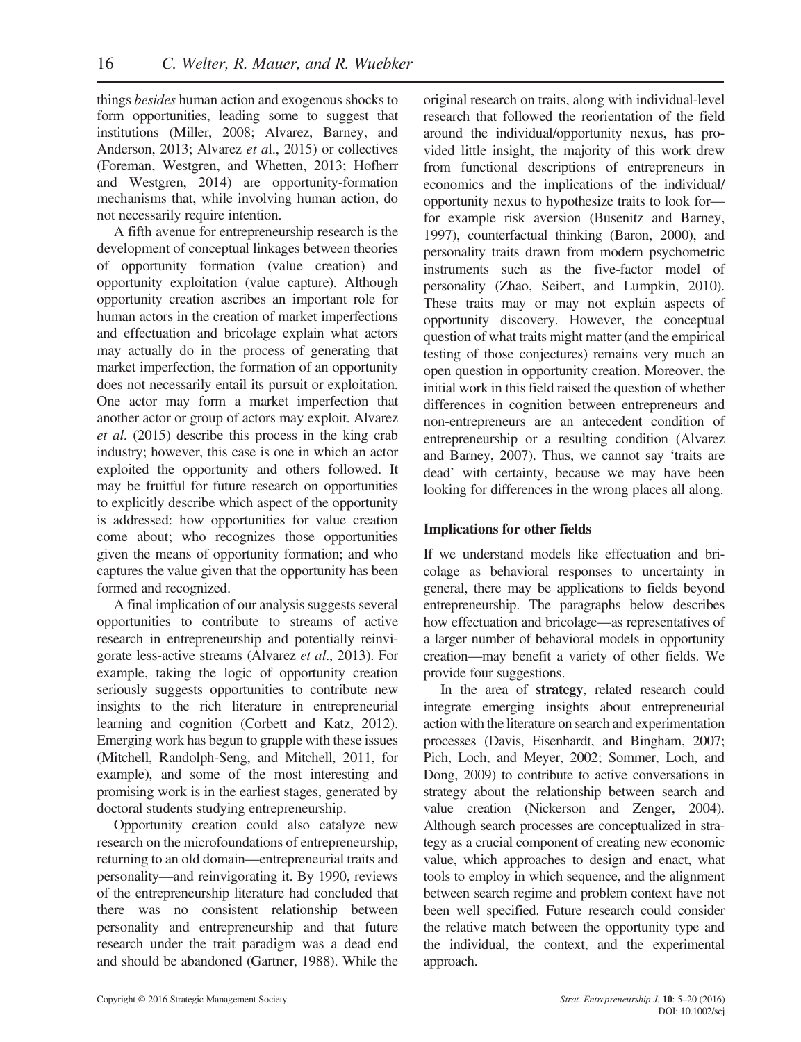things *besides* human action and exogenous shocks to form opportunities, leading some to suggest that institutions (Miller, 2008; Alvarez, Barney, and Anderson, 2013; Alvarez *et a*l., 2015) or collectives (Foreman, Westgren, and Whetten, 2013; Hofherr and Westgren, 2014) are opportunity-formation mechanisms that, while involving human action, do not necessarily require intention.

A fifth avenue for entrepreneurship research is the development of conceptual linkages between theories of opportunity formation (value creation) and opportunity exploitation (value capture). Although opportunity creation ascribes an important role for human actors in the creation of market imperfections and effectuation and bricolage explain what actors may actually do in the process of generating that market imperfection, the formation of an opportunity does not necessarily entail its pursuit or exploitation. One actor may form a market imperfection that another actor or group of actors may exploit. Alvarez *et al*. (2015) describe this process in the king crab industry; however, this case is one in which an actor exploited the opportunity and others followed. It may be fruitful for future research on opportunities to explicitly describe which aspect of the opportunity is addressed: how opportunities for value creation come about; who recognizes those opportunities given the means of opportunity formation; and who captures the value given that the opportunity has been formed and recognized.

A final implication of our analysis suggests several opportunities to contribute to streams of active research in entrepreneurship and potentially reinvigorate less-active streams (Alvarez *et al*., 2013). For example, taking the logic of opportunity creation seriously suggests opportunities to contribute new insights to the rich literature in entrepreneurial learning and cognition (Corbett and Katz, 2012). Emerging work has begun to grapple with these issues (Mitchell, Randolph-Seng, and Mitchell, 2011, for example), and some of the most interesting and promising work is in the earliest stages, generated by doctoral students studying entrepreneurship.

Opportunity creation could also catalyze new research on the microfoundations of entrepreneurship, returning to an old domain—entrepreneurial traits and personality—and reinvigorating it. By 1990, reviews of the entrepreneurship literature had concluded that there was no consistent relationship between personality and entrepreneurship and that future research under the trait paradigm was a dead end and should be abandoned (Gartner, 1988). While the original research on traits, along with individual-level research that followed the reorientation of the field around the individual/opportunity nexus, has provided little insight, the majority of this work drew from functional descriptions of entrepreneurs in economics and the implications of the individual/opportunity nexus to hypothesize traits to look for—for example risk aversion (Busenitz and Barney, 1997), counterfactual thinking (Baron, 2000), and personality traits drawn from modern psychometric instruments such as the five-factor model of personality (Zhao, Seibert, and Lumpkin, 2010). These traits may or may not explain aspects of opportunity discovery. However, the conceptual question of what traits might matter (and the empirical testing of those conjectures) remains very much an open question in opportunity creation. Moreover, the initial work in this field raised the question of whether differences in cognition between entrepreneurs and non-entrepreneurs are an antecedent condition of entrepreneurship or a resulting condition (Alvarez and Barney, 2007). Thus, we cannot say 'traits are dead' with certainty, because we may have been looking for differences in the wrong places all along.

### Implications for other fields

If we understand models like effectuation and bricolage as behavioral responses to uncertainty in general, there may be applications to fields beyond entrepreneurship. The paragraphs below describes how effectuation and bricolage—as representatives of a larger number of behavioral models in opportunity creation—may benefit a variety of other fields. We provide four suggestions.

In the area of **strategy**, related research could integrate emerging insights about entrepreneurial action with the literature on search and experimentation processes (Davis, Eisenhardt, and Bingham, 2007; Pich, Loch, and Meyer, 2002; Sommer, Loch, and Dong, 2009) to contribute to active conversations in strategy about the relationship between search and value creation (Nickerson and Zenger, 2004). Although search processes are conceptualized in strategy as a crucial component of creating new economic value, which approaches to design and enact, what tools to employ in which sequence, and the alignment between search regime and problem context have not been well specified. Future research could consider the relative match between the opportunity type and the individual, the context, and the experimental approach.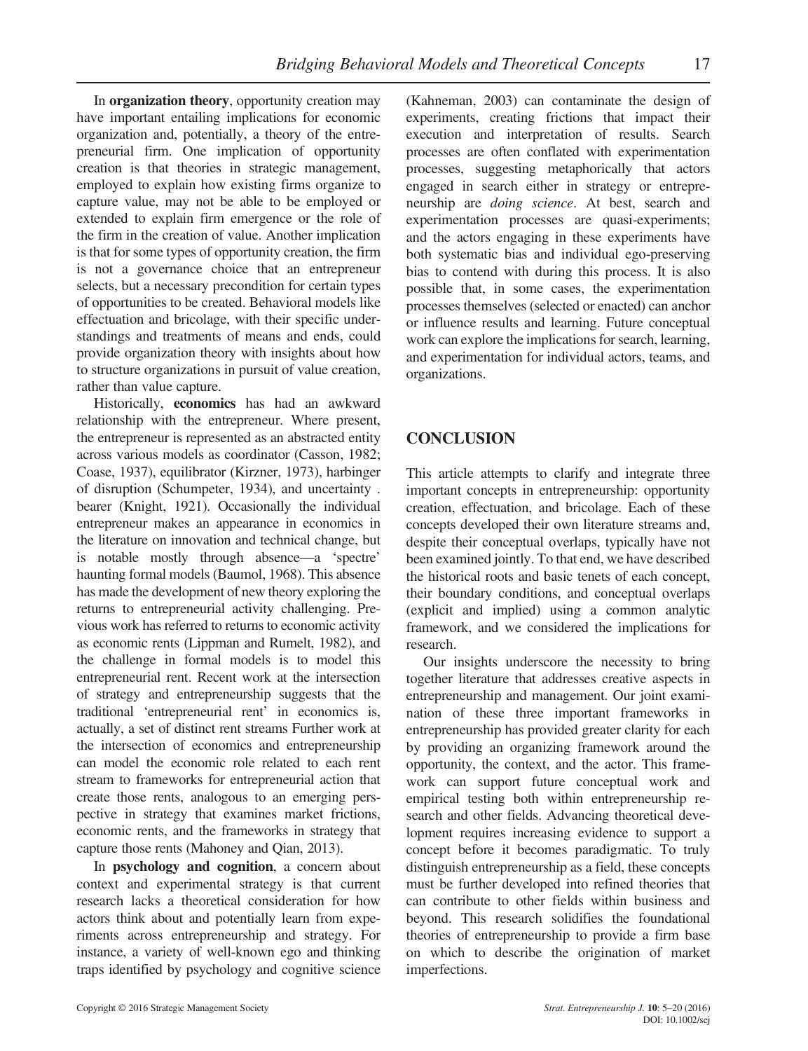In **organization theory**, opportunity creation may have important entailing implications for economic organization and, potentially, a theory of the entrepreneurial firm. One implication of opportunity creation is that theories in strategic management, employed to explain how existing firms organize to capture value, may not be able to be employed or extended to explain firm emergence or the role of the firm in the creation of value. Another implication is that for some types of opportunity creation, the firm is not a governance choice that an entrepreneur selects, but a necessary precondition for certain types of opportunities to be created. Behavioral models like effectuation and bricolage, with their specific understandings and treatments of means and ends, could provide organization theory with insights about how to structure organizations in pursuit of value creation, rather than value capture.

Historically, **economics** has had an awkward relationship with the entrepreneur. Where present, the entrepreneur is represented as an abstracted entity across various models as coordinator (Casson, 1982; Coase, 1937), equilibrator (Kirzner, 1973), harbinger of disruption (Schumpeter, 1934), and uncertainty . bearer (Knight, 1921). Occasionally the individual entrepreneur makes an appearance in economics in the literature on innovation and technical change, but is notable mostly through absence—a 'spectre' haunting formal models (Baumol, 1968). This absence has made the development of new theory exploring the returns to entrepreneurial activity challenging. Previous work has referred to returns to economic activity as economic rents (Lippman and Rumelt, 1982), and the challenge in formal models is to model this entrepreneurial rent. Recent work at the intersection of strategy and entrepreneurship suggests that the traditional 'entrepreneurial rent' in economics is, actually, a set of distinct rent streams Further work at the intersection of economics and entrepreneurship can model the economic role related to each rent stream to frameworks for entrepreneurial action that create those rents, analogous to an emerging perspective in strategy that examines market frictions, economic rents, and the frameworks in strategy that capture those rents (Mahoney and Qian, 2013).

In **psychology and cognition**, a concern about context and experimental strategy is that current research lacks a theoretical consideration for how actors think about and potentially learn from experiments across entrepreneurship and strategy. For instance, a variety of well-known ego and thinking traps identified by psychology and cognitive science (Kahneman, 2003) can contaminate the design of experiments, creating frictions that impact their execution and interpretation of results. Search processes are often conflated with experimentation processes, suggesting metaphorically that actors engaged in search either in strategy or entrepreneurship are *doing science*. At best, search and experimentation processes are quasi-experiments; and the actors engaging in these experiments have both systematic bias and individual ego-preserving bias to contend with during this process. It is also possible that, in some cases, the experimentation processes themselves (selected or enacted) can anchor or influence results and learning. Future conceptual work can explore the implications for search, learning, and experimentation for individual actors, teams, and organizations.

## CONCLUSION

This article attempts to clarify and integrate three important concepts in entrepreneurship: opportunity creation, effectuation, and bricolage. Each of these concepts developed their own literature streams and, despite their conceptual overlaps, typically have not been examined jointly. To that end, we have described the historical roots and basic tenets of each concept, their boundary conditions, and conceptual overlaps (explicit and implied) using a common analytic framework, and we considered the implications for research.

Our insights underscore the necessity to bring together literature that addresses creative aspects in entrepreneurship and management. Our joint examination of these three important frameworks in entrepreneurship has provided greater clarity for each by providing an organizing framework around the opportunity, the context, and the actor. This framework can support future conceptual work and empirical testing both within entrepreneurship research and other fields. Advancing theoretical development requires increasing evidence to support a concept before it becomes paradigmatic. To truly distinguish entrepreneurship as a field, these concepts must be further developed into refined theories that can contribute to other fields within business and beyond. This research solidifies the foundational theories of entrepreneurship to provide a firm base on which to describe the origination of market imperfections.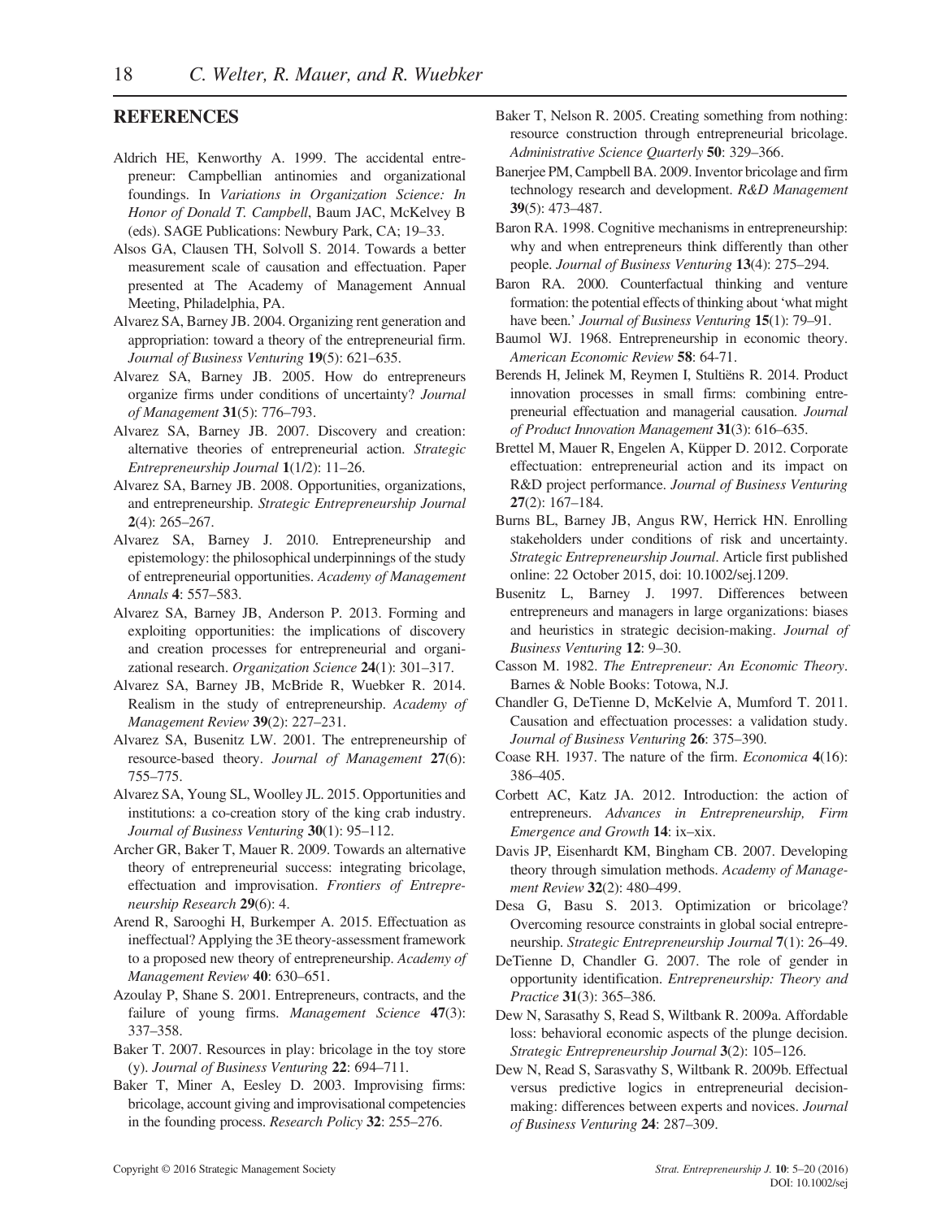## REFERENCES

Aldrich HE, Kenworthy A. 1999. The accidental entrepreneur: Campbellian antinomies and organizational foundings. In *Variations in Organization Science: In Honor of Donald T. Campbell*, Baum JAC, McKelvey B (eds). SAGE Publications: Newbury Park, CA; 19–33.

Alsos GA, Clausen TH, Solvoll S. 2014. Towards a better measurement scale of causation and effectuation. Paper presented at The Academy of Management Annual Meeting, Philadelphia, PA.

Alvarez SA, Barney JB. 2004. Organizing rent generation and appropriation: toward a theory of the entrepreneurial firm. *Journal of Business Venturing* **19**(5): 621–635.

Alvarez SA, Barney JB. 2005. How do entrepreneurs organize firms under conditions of uncertainty? *Journal of Management* **31**(5): 776–793.

Alvarez SA, Barney JB. 2007. Discovery and creation: alternative theories of entrepreneurial action. *Strategic Entrepreneurship Journal* **1**(1/2): 11–26.

Alvarez SA, Barney JB. 2008. Opportunities, organizations, and entrepreneurship. *Strategic Entrepreneurship Journal* **2**(4): 265–267.

Alvarez SA, Barney J. 2010. Entrepreneurship and epistemology: the philosophical underpinnings of the study of entrepreneurial opportunities. *Academy of Management Annals* **4**: 557–583.

Alvarez SA, Barney JB, Anderson P. 2013. Forming and exploiting opportunities: the implications of discovery and creation processes for entrepreneurial and organizational research. *Organization Science* **24**(1): 301–317.

Alvarez SA, Barney JB, McBride R, Wuebker R. 2014. Realism in the study of entrepreneurship. *Academy of Management Review* **39**(2): 227–231.

Alvarez SA, Busenitz LW. 2001. The entrepreneurship of resource-based theory. *Journal of Management* **27**(6): 755–775.

Alvarez SA, Young SL, Woolley JL. 2015. Opportunities and institutions: a co-creation story of the king crab industry. *Journal of Business Venturing* **30**(1): 95–112.

Archer GR, Baker T, Mauer R. 2009. Towards an alternative theory of entrepreneurial success: integrating bricolage, effectuation and improvisation. *Frontiers of Entrepreneurship Research* **29**(6): 4.

Arend R, Sarooghi H, Burkemper A. 2015. Effectuation as ineffectual? Applying the 3E theory-assessment framework to a proposed new theory of entrepreneurship. *Academy of Management Review* **40**: 630–651.

Azoulay P, Shane S. 2001. Entrepreneurs, contracts, and the failure of young firms. *Management Science* **47**(3): 337–358.

Baker T. 2007. Resources in play: bricolage in the toy store (y). *Journal of Business Venturing* **22**: 694–711.

Baker T, Miner A, Eesley D. 2003. Improvising firms: bricolage, account giving and improvisational competencies in the founding process. *Research Policy* **32**: 255–276.

Baker T, Nelson R. 2005. Creating something from nothing: resource construction through entrepreneurial bricolage. *Administrative Science Quarterly* **50**: 329–366.

Banerjee PM, Campbell BA. 2009. Inventor bricolage and firm technology research and development. *R&D Management* **39**(5): 473–487.

Baron RA. 1998. Cognitive mechanisms in entrepreneurship: why and when entrepreneurs think differently than other people. *Journal of Business Venturing* **13**(4): 275–294.

Baron RA. 2000. Counterfactual thinking and venture formation: the potential effects of thinking about 'what might have been.' *Journal of Business Venturing* **15**(1): 79–91.

Baumol WJ. 1968. Entrepreneurship in economic theory. *American Economic Review* **58**: 64-71.

Berends H, Jelinek M, Reymen I, Stultiëns R. 2014. Product innovation processes in small firms: combining entrepreneurial effectuation and managerial causation. *Journal of Product Innovation Management* **31**(3): 616–635.

Brettel M, Mauer R, Engelen A, Küpper D. 2012. Corporate effectuation: entrepreneurial action and its impact on R&D project performance. *Journal of Business Venturing* **27**(2): 167–184.

Burns BL, Barney JB, Angus RW, Herrick HN. Enrolling stakeholders under conditions of risk and uncertainty. *Strategic Entrepreneurship Journal*. Article first published online: 22 October 2015, doi: 10.1002/sej.1209.

Busenitz L, Barney J. 1997. Differences between entrepreneurs and managers in large organizations: biases and heuristics in strategic decision-making. *Journal of Business Venturing* **12**: 9–30.

Casson M. 1982. *The Entrepreneur: An Economic Theory*. Barnes & Noble Books: Totowa, N.J.

Chandler G, DeTienne D, McKelvie A, Mumford T. 2011. Causation and effectuation processes: a validation study. *Journal of Business Venturing* **26**: 375–390.

Coase RH. 1937. The nature of the firm. *Economica* **4**(16): 386–405.

Corbett AC, Katz JA. 2012. Introduction: the action of entrepreneurs. *Advances in Entrepreneurship, Firm Emergence and Growth* **14**: ix–xix.

Davis JP, Eisenhardt KM, Bingham CB. 2007. Developing theory through simulation methods. *Academy of Management Review* **32**(2): 480–499.

Desa G, Basu S. 2013. Optimization or bricolage? Overcoming resource constraints in global social entrepreneurship. *Strategic Entrepreneurship Journal* **7**(1): 26–49.

DeTienne D, Chandler G. 2007. The role of gender in opportunity identification. *Entrepreneurship: Theory and Practice* **31**(3): 365–386.

Dew N, Sarasathy S, Read S, Wiltbank R. 2009a. Affordable loss: behavioral economic aspects of the plunge decision. *Strategic Entrepreneurship Journal* **3**(2): 105–126.

Dew N, Read S, Sarasvathy S, Wiltbank R. 2009b. Effectual versus predictive logics in entrepreneurial decision-making: differences between experts and novices. *Journal of Business Venturing* **24**: 287–309.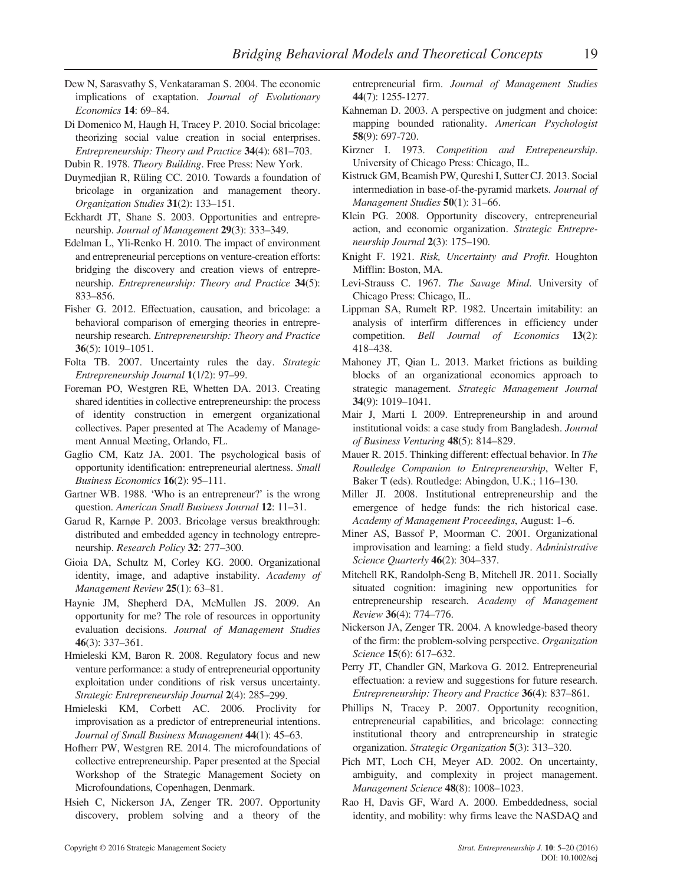Dew N, Sarasvathy S, Venkataraman S. 2004. The economic implications of exaptation. *Journal of Evolutionary Economics* **14**: 69–84.

Di Domenico M, Haugh H, Tracey P. 2010. Social bricolage: theorizing social value creation in social enterprises. *Entrepreneurship: Theory and Practice* **34**(4): 681–703.

Dubin R. 1978. *Theory Building*. Free Press: New York.

Duymedjian R, Rüling CC. 2010. Towards a foundation of bricolage in organization and management theory. *Organization Studies* **31**(2): 133–151.

Eckhardt JT, Shane S. 2003. Opportunities and entrepreneurship. *Journal of Management* **29**(3): 333–349.

Edelman L, Yli-Renko H. 2010. The impact of environment and entrepreneurial perceptions on venture-creation efforts: bridging the discovery and creation views of entrepreneurship. *Entrepreneurship: Theory and Practice* **34**(5): 833–856.

Fisher G. 2012. Effectuation, causation, and bricolage: a behavioral comparison of emerging theories in entrepreneurship research. *Entrepreneurship: Theory and Practice* **36**(5): 1019–1051.

Folta TB. 2007. Uncertainty rules the day. *Strategic Entrepreneurship Journal* **1**(1/2): 97–99.

Foreman PO, Westgren RE, Whetten DA. 2013. Creating shared identities in collective entrepreneurship: the process of identity construction in emergent organizational collectives. Paper presented at The Academy of Management Annual Meeting, Orlando, FL.

Gaglio CM, Katz JA. 2001. The psychological basis of opportunity identification: entrepreneurial alertness. *Small Business Economics* **16**(2): 95–111.

Gartner WB. 1988. 'Who is an entrepreneur?' is the wrong question. *American Small Business Journal* **12**: 11–31.

Garud R, Karnøe P. 2003. Bricolage versus breakthrough: distributed and embedded agency in technology entrepreneurship. *Research Policy* **32**: 277–300.

Gioia DA, Schultz M, Corley KG. 2000. Organizational identity, image, and adaptive instability. *Academy of Management Review* **25**(1): 63–81.

Haynie JM, Shepherd DA, McMullen JS. 2009. An opportunity for me? The role of resources in opportunity evaluation decisions. *Journal of Management Studies* **46**(3): 337–361.

Hmieleski KM, Baron R. 2008. Regulatory focus and new venture performance: a study of entrepreneurial opportunity exploitation under conditions of risk versus uncertainty. *Strategic Entrepreneurship Journal* **2**(4): 285–299.

Hmieleski KM, Corbett AC. 2006. Proclivity for improvisation as a predictor of entrepreneurial intentions. *Journal of Small Business Management* **44**(1): 45–63.

Hofherr PW, Westgren RE. 2014. The microfoundations of collective entrepreneurship. Paper presented at the Special Workshop of the Strategic Management Society on Microfoundations, Copenhagen, Denmark.

Hsieh C, Nickerson JA, Zenger TR. 2007. Opportunity discovery, problem solving and a theory of the entrepreneurial firm. *Journal of Management Studies* **44**(7): 1255-1277.

Kahneman D. 2003. A perspective on judgment and choice: mapping bounded rationality. *American Psychologist* **58**(9): 697-720.

Kirzner I. 1973. *Competition and Entrepeneurship*. University of Chicago Press: Chicago, IL.

Kistruck GM, Beamish PW, Qureshi I, Sutter CJ. 2013. Social intermediation in base-of-the-pyramid markets. *Journal of Management Studies* **50**(1): 31–66.

Klein PG. 2008. Opportunity discovery, entrepreneurial action, and economic organization. *Strategic Entrepreneurship Journal* **2**(3): 175–190.

Knight F. 1921. *Risk, Uncertainty and Profit*. Houghton Mifflin: Boston, MA.

Levi-Strauss C. 1967. *The Savage Mind*. University of Chicago Press: Chicago, IL.

Lippman SA, Rumelt RP. 1982. Uncertain imitability: an analysis of interfirm differences in efficiency under competition. *Bell Journal of Economics* **13**(2): 418–438.

Mahoney JT, Qian L. 2013. Market frictions as building blocks of an organizational economics approach to strategic management. *Strategic Management Journal* **34**(9): 1019–1041.

Mair J, Marti I. 2009. Entrepreneurship in and around institutional voids: a case study from Bangladesh. *Journal of Business Venturing* **48**(5): 814–829.

Mauer R. 2015. Thinking different: effectual behavior. In *The Routledge Companion to Entrepreneurship*, Welter F, Baker T (eds). Routledge: Abingdon, U.K.; 116–130.

Miller JI. 2008. Institutional entrepreneurship and the emergence of hedge funds: the rich historical case. *Academy of Management Proceedings*, August: 1–6.

Miner AS, Bassof P, Moorman C. 2001. Organizational improvisation and learning: a field study. *Administrative Science Quarterly* **46**(2): 304–337.

Mitchell RK, Randolph-Seng B, Mitchell JR. 2011. Socially situated cognition: imagining new opportunities for entrepreneurship research. *Academy of Management Review* **36**(4): 774–776.

Nickerson JA, Zenger TR. 2004. A knowledge-based theory of the firm: the problem-solving perspective. *Organization Science* **15**(6): 617–632.

Perry JT, Chandler GN, Markova G. 2012. Entrepreneurial effectuation: a review and suggestions for future research. *Entrepreneurship: Theory and Practice* **36**(4): 837–861.

Phillips N, Tracey P. 2007. Opportunity recognition, entrepreneurial capabilities, and bricolage: connecting institutional theory and entrepreneurship in strategic organization. *Strategic Organization* **5**(3): 313–320.

Pich MT, Loch CH, Meyer AD. 2002. On uncertainty, ambiguity, and complexity in project management. *Management Science* **48**(8): 1008–1023.

Rao H, Davis GF, Ward A. 2000. Embeddedness, social identity, and mobility: why firms leave the NASDAQ and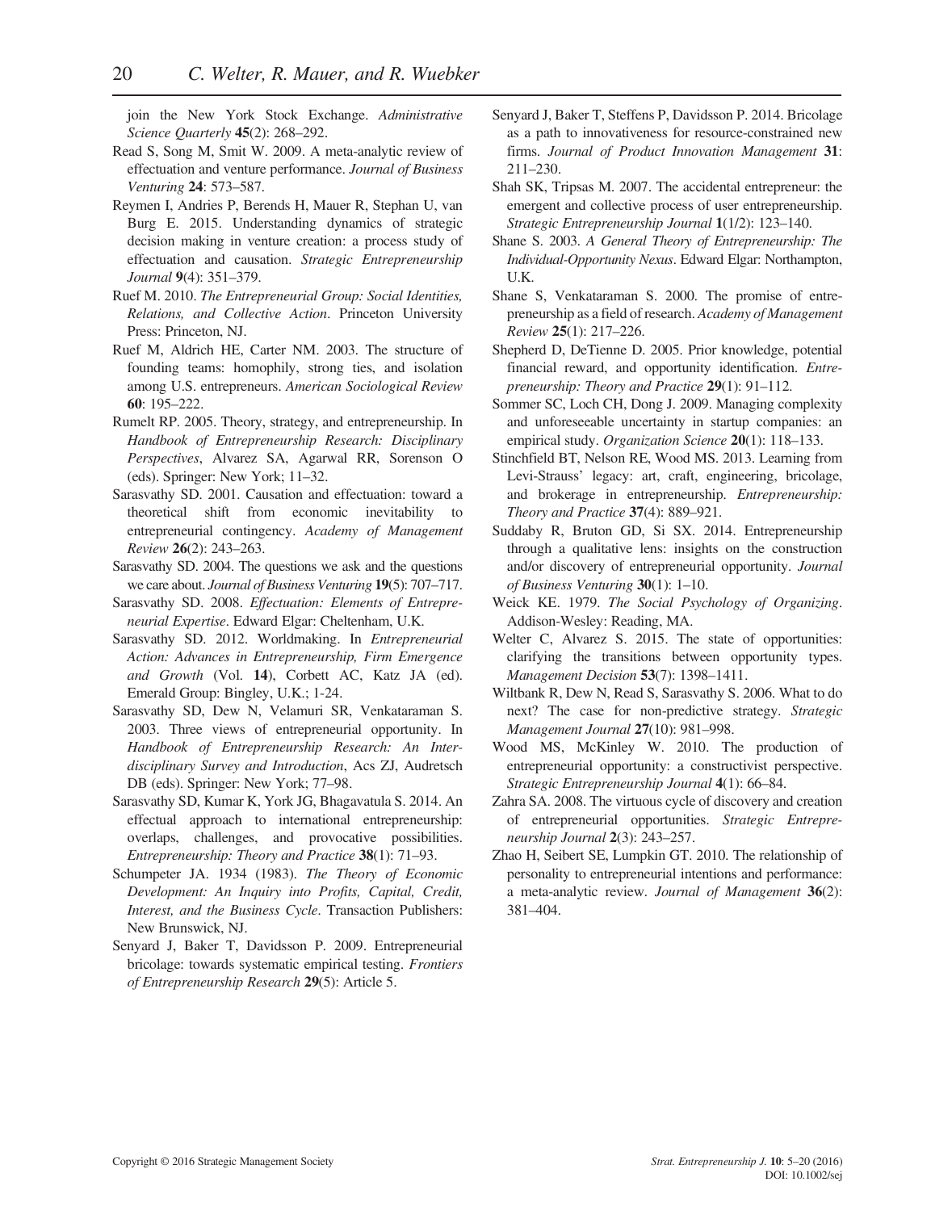join the New York Stock Exchange. *Administrative Science Quarterly* **45**(2): 268–292.

Read S, Song M, Smit W. 2009. A meta-analytic review of effectuation and venture performance. *Journal of Business Venturing* **24**: 573–587.

Reymen I, Andries P, Berends H, Mauer R, Stephan U, van Burg E. 2015. Understanding dynamics of strategic decision making in venture creation: a process study of effectuation and causation. *Strategic Entrepreneurship Journal* **9**(4): 351–379.

Ruef M. 2010. *The Entrepreneurial Group: Social Identities, Relations, and Collective Action*. Princeton University Press: Princeton, NJ.

Ruef M, Aldrich HE, Carter NM. 2003. The structure of founding teams: homophily, strong ties, and isolation among U.S. entrepreneurs. *American Sociological Review* **60**: 195–222.

Rumelt RP. 2005. Theory, strategy, and entrepreneurship. In *Handbook of Entrepreneurship Research: Disciplinary Perspectives*, Alvarez SA, Agarwal RR, Sorenson O (eds). Springer: New York; 11–32.

Sarasvathy SD. 2001. Causation and effectuation: toward a theoretical shift from economic inevitability to entrepreneurial contingency. *Academy of Management Review* **26**(2): 243–263.

Sarasvathy SD. 2004. The questions we ask and the questions we care about. *Journal of Business Venturing* **19**(5): 707–717.

Sarasvathy SD. 2008. *Effectuation: Elements of Entrepreneurial Expertise*. Edward Elgar: Cheltenham, U.K.

Sarasvathy SD. 2012. Worldmaking. In *Entrepreneurial Action: Advances in Entrepreneurship, Firm Emergence and Growth* (Vol. **14**), Corbett AC, Katz JA (ed). Emerald Group: Bingley, U.K.; 1-24.

Sarasvathy SD, Dew N, Velamuri SR, Venkataraman S. 2003. Three views of entrepreneurial opportunity. In *Handbook of Entrepreneurship Research: An Interdisciplinary Survey and Introduction*, Acs ZJ, Audretsch DB (eds). Springer: New York; 77–98.

Sarasvathy SD, Kumar K, York JG, Bhagavatula S. 2014. An effectual approach to international entrepreneurship: overlaps, challenges, and provocative possibilities. *Entrepreneurship: Theory and Practice* **38**(1): 71–93.

Schumpeter JA. 1934 (1983). *The Theory of Economic Development: An Inquiry into Profits, Capital, Credit, Interest, and the Business Cycle*. Transaction Publishers: New Brunswick, NJ.

Senyard J, Baker T, Davidsson P. 2009. Entrepreneurial bricolage: towards systematic empirical testing. *Frontiers of Entrepreneurship Research* **29**(5): Article 5.

Senyard J, Baker T, Steffens P, Davidsson P. 2014. Bricolage as a path to innovativeness for resource-constrained new firms. *Journal of Product Innovation Management* **31**: 211–230.

Shah SK, Tripsas M. 2007. The accidental entrepreneur: the emergent and collective process of user entrepreneurship. *Strategic Entrepreneurship Journal* **1**(1/2): 123–140.

Shane S. 2003. *A General Theory of Entrepreneurship: The Individual-Opportunity Nexus*. Edward Elgar: Northampton, U.K.

Shane S, Venkataraman S. 2000. The promise of entrepreneurship as a field of research. *Academy of Management Review* **25**(1): 217–226.

Shepherd D, DeTienne D. 2005. Prior knowledge, potential financial reward, and opportunity identification. *Entrepreneurship: Theory and Practice* **29**(1): 91–112.

Sommer SC, Loch CH, Dong J. 2009. Managing complexity and unforeseeable uncertainty in startup companies: an empirical study. *Organization Science* **20**(1): 118–133.

Stinchfield BT, Nelson RE, Wood MS. 2013. Learning from Levi-Strauss' legacy: art, craft, engineering, bricolage, and brokerage in entrepreneurship. *Entrepreneurship: Theory and Practice* **37**(4): 889–921.

Suddaby R, Bruton GD, Si SX. 2014. Entrepreneurship through a qualitative lens: insights on the construction and/or discovery of entrepreneurial opportunity. *Journal of Business Venturing* **30**(1): 1–10.

Weick KE. 1979. *The Social Psychology of Organizing*. Addison-Wesley: Reading, MA.

Welter C, Alvarez S. 2015. The state of opportunities: clarifying the transitions between opportunity types. *Management Decision* **53**(7): 1398–1411.

Wiltbank R, Dew N, Read S, Sarasvathy S. 2006. What to do next? The case for non-predictive strategy. *Strategic Management Journal* **27**(10): 981–998.

Wood MS, McKinley W. 2010. The production of entrepreneurial opportunity: a constructivist perspective. *Strategic Entrepreneurship Journal* **4**(1): 66–84.

Zahra SA. 2008. The virtuous cycle of discovery and creation of entrepreneurial opportunities. *Strategic Entrepreneurship Journal* **2**(3): 243–257.

Zhao H, Seibert SE, Lumpkin GT. 2010. The relationship of personality to entrepreneurial intentions and performance: a meta-analytic review. *Journal of Management* **36**(2): 381–404.